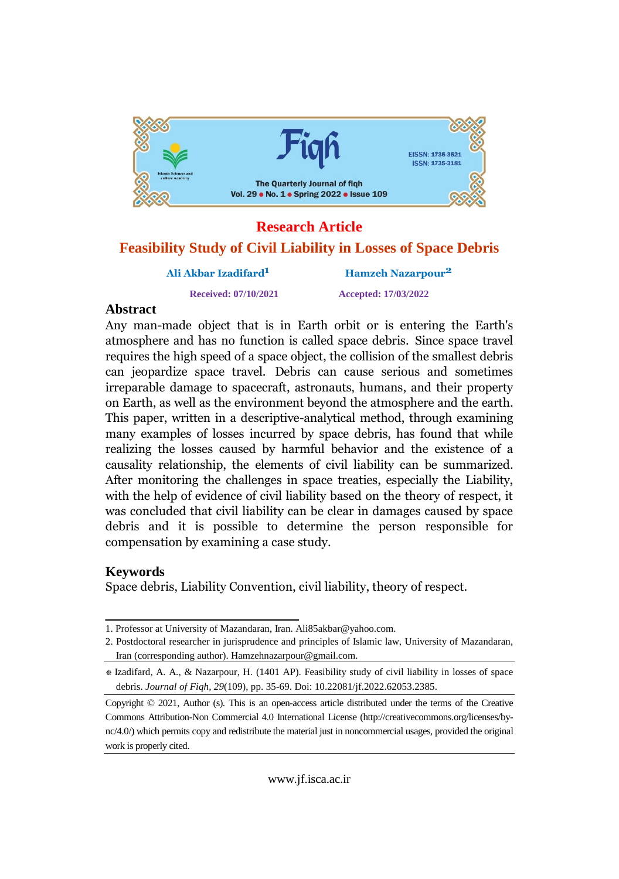**Research Article**

# Feasibility Study of Civil Liability in Losses of Space Debris

**Ali Akbar Izadifard**[1] **Hamzeh Nazarpour**[2]

**Received: 07/10/2021** **Accepted: 17/03/2022**

## Abstract

Any man-made object that is in Earth orbit or is entering the Earth's atmosphere and has no function is called space debris. Since space travel requires the high speed of a space object, the collision of the smallest debris can jeopardize space travel. Debris can cause serious and sometimes irreparable damage to spacecraft, astronauts, humans, and their property on Earth, as well as the environment beyond the atmosphere and the earth. This paper, written in a descriptive-analytical method, through examining many examples of losses incurred by space debris, has found that while realizing the losses caused by harmful behavior and the existence of a causality relationship, the elements of civil liability can be summarized. After monitoring the challenges in space treaties, especially the Liability, with the help of evidence of civil liability based on the theory of respect, it was concluded that civil liability can be clear in damages caused by space debris and it is possible to determine the person responsible for compensation by examining a case study.

## Keywords

Space debris, Liability Convention, civil liability, theory of respect.

---

1. Professor at University of Mazandaran, Iran. Ali85akbar@yahoo.com.
2. Postdoctoral researcher in jurisprudence and principles of Islamic law, University of Mazandaran, Iran (corresponding author). Hamzehnazarpour@gmail.com.

❈ Izadifard, A. A., & Nazarpour, H. (1401 AP). Feasibility study of civil liability in losses of space debris. *Journal of Fiqh, 29*(109), pp. 35-69. Doi: 10.22081/jf.2022.62053.2385.

Copyright © 2021, Author (s). This is an open-access article distributed under the terms of the Creative Commons Attribution-Non Commercial 4.0 International License (http://creativecommons.org/licenses/by-nc/4.0/) which permits copy and redistribute the material just in noncommercial usages, provided the original work is properly cited.

www.jf.isca.ac.ir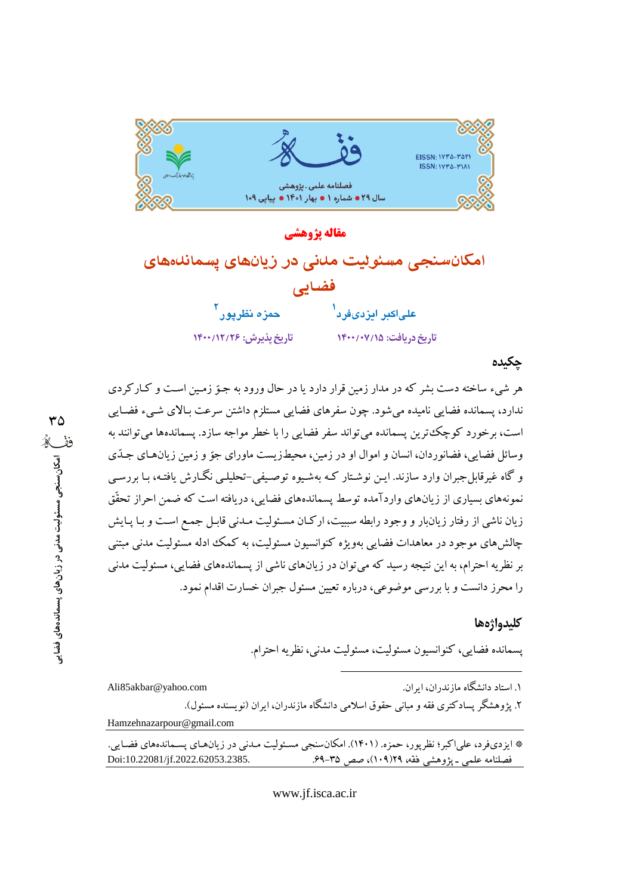مقاله پژوهشی

# امکان‌سنجی مسئولیت مدنی در زیان‌های پسماندهای فضایی

علی‌اکبر ایزدی‌فرد[1] &nbsp;&nbsp;&nbsp; حمزه نظرپور[2]

تاریخ دریافت: ۱۴۰۰/۰۷/۱۵ &nbsp;&nbsp;&nbsp; تاریخ پذیرش: ۱۴۰۰/۱۲/۲۶

## چکیده

هر شیء ساخته دست بشر که در مدار زمین قرار دارد یا در حال ورود به جوّ زمین است و کارکردی ندارد، پسمانده فضایی نامیده می‌شود. چون سفرهای فضایی مستلزم داشتن سرعت بالای شیء فضایی است، برخورد کوچک‌ترین پسمانده می‌تواند سفر فضایی را با خطر مواجه سازد. پسمانده‌ها می‌توانند به وسائل فضایی، فضانوردان، انسان و اموال او در زمین، محیط‌زیست ماورای جوّ و زمین زیان‌های جدّی و گاه غیرقابل‌جبران وارد سازند. این نوشتار که به‌شیوه توصیفی-تحلیلی نگارش یافته، با بررسی نمونه‌های بسیاری از زیان‌های واردآمده توسط پسمانده‌های فضایی، دریافته است که ضمن احراز تحقّق زیان ناشی از رفتار زیان‌بار و وجود رابطه سببیت، ارکان مسئولیت مدنی قابل جمع است و با پایش چالش‌های موجود در معاهدات فضایی به‌ویژه کنوانسیون مسئولیت، به کمک ادله مسئولیت مدنی مبتنی بر نظریه احترام، به این نتیجه رسید که می‌توان در زیان‌های ناشی از پسمانده‌های فضایی، مسئولیت مدنی را محرز دانست و با بررسی موضوعی، درباره تعیین مسئول جبران خسارت اقدام نمود.

## کلیدواژه‌ها

پسمانده فضایی، کنوانسیون مسئولیت، مسئولیت مدنی، نظریه احترام.

---

۱. استاد دانشگاه مازندران، ایران. Ali85akbar@yahoo.com

۲. پژوهشگر پسادکتری فقه و مبانی حقوق اسلامی دانشگاه مازندران، ایران (نویسنده مسئول). Hamzehnazarpour@gmail.com

* ایزدی‌فرد، علی‌اکبر؛ نظرپور، حمزه. (۱۴۰۱). امکان‌سنجی مسئولیت مدنی در زیان‌های پسمانده‌های فضایی. فصلنامه علمی ـ پژوهشی فقه، ۲۹(۱۰۹)، صص ۳۵-۶۹. Doi:10.22081/jf.2022.62053.2385.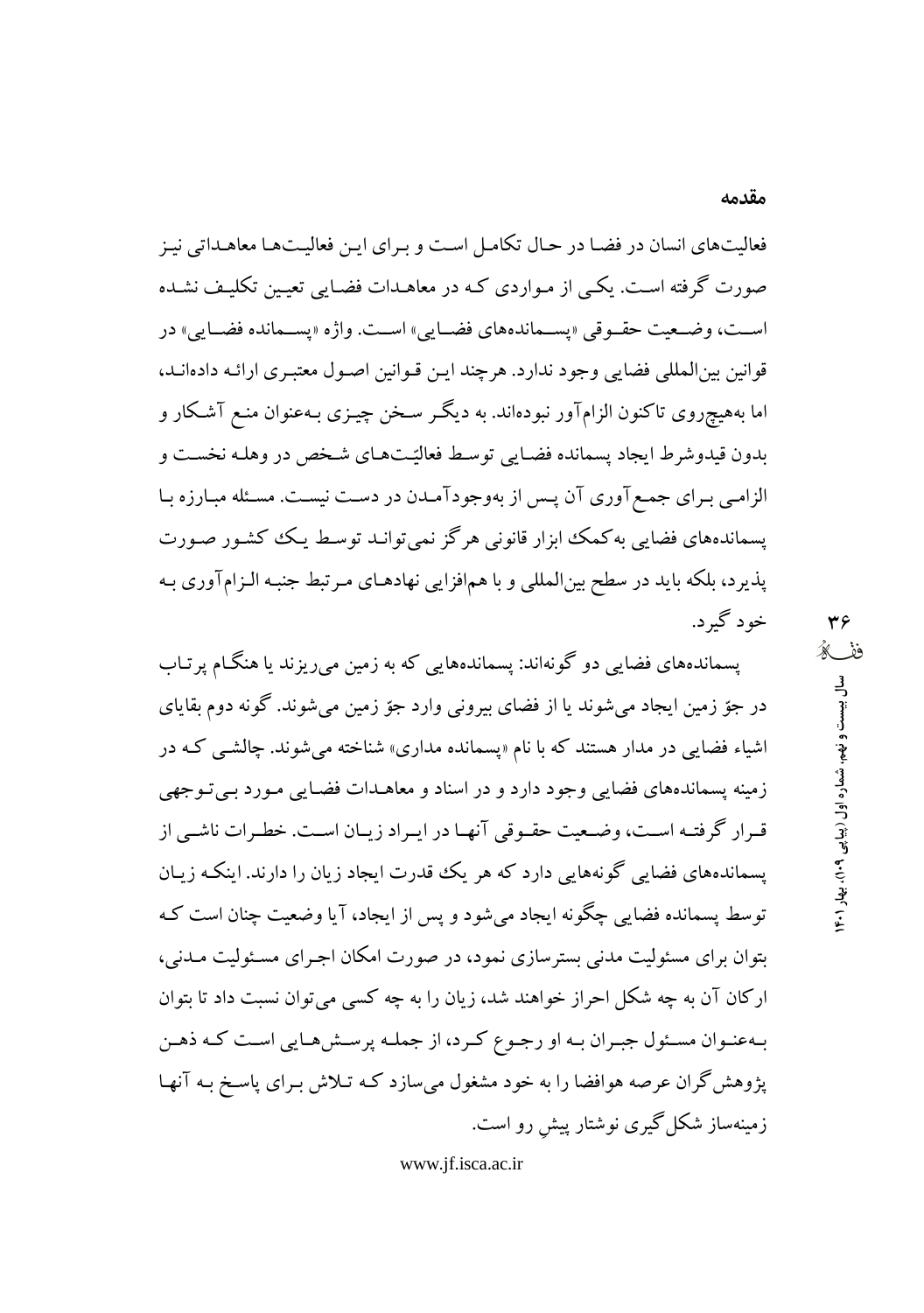## مقدمه

فعالیت‌های انسان در فضا در حال تکامل است و برای این فعالیت‌ها معاهداتی نیز صورت گرفته است. یکی از مواردی که در معاهدات فضایی تعیین تکلیف نشده است، وضعیت حقوقی «پسماندهای فضایی» است. واژه «پسمانده فضایی» در قوانین بین‌المللی فضایی وجود ندارد. هرچند این قوانین اصول معتبری ارائه داده‌اند، اما به‌هیچ‌روی تاکنون الزام‌آور نبوده‌اند. به دیگر سخن چیزی به‌عنوان منع آشکار و بدون قیدوشرط ایجاد پسمانده فضایی توسط فعالیّت‌های شخص در وهله نخست و الزامی برای جمع‌آوری آن پس از به‌وجودآمدن در دست نیست. مسئله مبارزه با پسماندهای فضایی به‌کمک ابزار قانونی هرگز نمی‌تواند توسط یک کشور صورت پذیرد، بلکه باید در سطح بین‌المللی و با هم‌افزایی نهادهای مرتبط جنبه الزام‌آوری به خود گیرد.

پسماندهای فضایی دو گونه‌اند: پسماندهایی که به زمین می‌ریزند یا هنگام پرتاب در جوّ زمین ایجاد می‌شوند یا از فضای بیرونی وارد جوّ زمین می‌شوند. گونه دوم بقایای اشیاء فضایی در مدار هستند که با نام «پسمانده مداری» شناخته می‌شوند. چالشی که در زمینه پسماندهای فضایی وجود دارد و در اسناد و معاهدات فضایی مورد بی‌توجهی قرار گرفته است، وضعیت حقوقی آنها در ایراد زیان است. خطرات ناشی از پسماندهای فضایی گونه‌هایی دارد که هر یک قدرت ایجاد زیان را دارند. اینکه زیان توسط پسمانده فضایی چگونه ایجاد می‌شود و پس از ایجاد، آیا وضعیت چنان است که بتوان برای مسئولیت مدنی بسترسازی نمود، در صورت امکان اجرای مسئولیت مدنی، ارکان آن به چه شکل احراز خواهند شد، زیان را به چه کسی می‌توان نسبت داد تا بتوان به‌عنوان مسئول جبران به او رجوع کرد، از جمله پرسش‌هایی است که ذهن پژوهش‌گران عرصه هوافضا را به خود مشغول می‌سازد که تلاش برای پاسخ به آنها زمینه‌ساز شکل‌گیری نوشتار پیشِ رو است.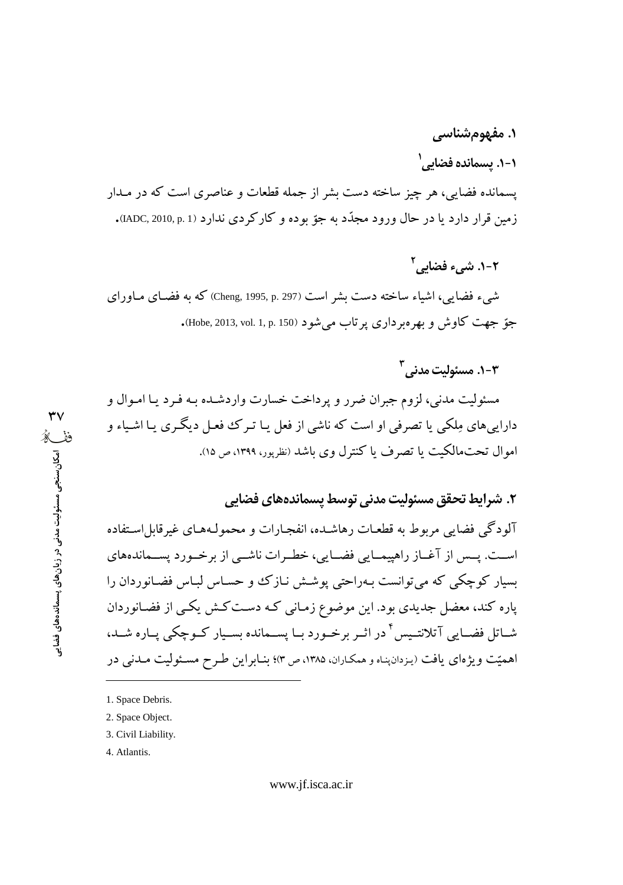## ۱. مفهوم‌شناسی

### ۱-۱. پسمانده فضایی[1]

پسمانده فضایی، هر چیز ساخته دست بشر از جمله قطعات و عناصری است که در مدار زمین قرار دارد یا در حال ورود مجدّد به جوّ بوده و کارکردی ندارد (IADC, 2010, p. 1).

### ۲-۱. شیء فضایی[2]

شیء فضایی، اشیاء ساخته دست بشر است (Cheng, 1995, p. 297) که به فضای ماورای جوّ جهت کاوش و بهره‌برداری پرتاب می‌شود (Hobe, 2013, vol. 1, p. 150).

### ۳-۱. مسئولیت مدنی[3]

مسئولیت مدنی، لزوم جبران ضرر و پرداخت خسارت واردشده به فرد یا اموال و دارایی‌های مِلکی یا تصرفی او است که ناشی از فعل یا ترک فعل دیگری یا اشیاء و اموال تحت‌مالکیت یا تصرف یا کنترل وی باشد (نظرپور، ۱۳۹۹، ص ۱۵).

## ۲. شرایط تحقق مسئولیت مدنی توسط پسمانده‌های فضایی

آلودگی فضایی مربوط به قطعات رهاشده، انفجارات و محموله‌های غیرقابل‌استفاده است. پس از آغاز راهپیمایی فضایی، خطرات ناشی از برخورد پسمانده‌های بسیار کوچکی که می‌توانست به‌راحتی پوشش نازک و حساس لباس فضانوردان را پاره کند، معضل جدیدی بود. این موضوع زمانی که دست‌کش یکی از فضانوردان شاتل فضایی آتلانتیس[4] در اثر برخورد با پسمانده بسیار کوچکی پاره شد، اهمیّت ویژه‌ای یافت (یزدان‌پناه و همکاران، ۱۳۸۵، ص ۳)؛ بنابراین طرح مسئولیت مدنی در

---

1. Space Debris.
2. Space Object.
3. Civil Liability.
4. Atlantis.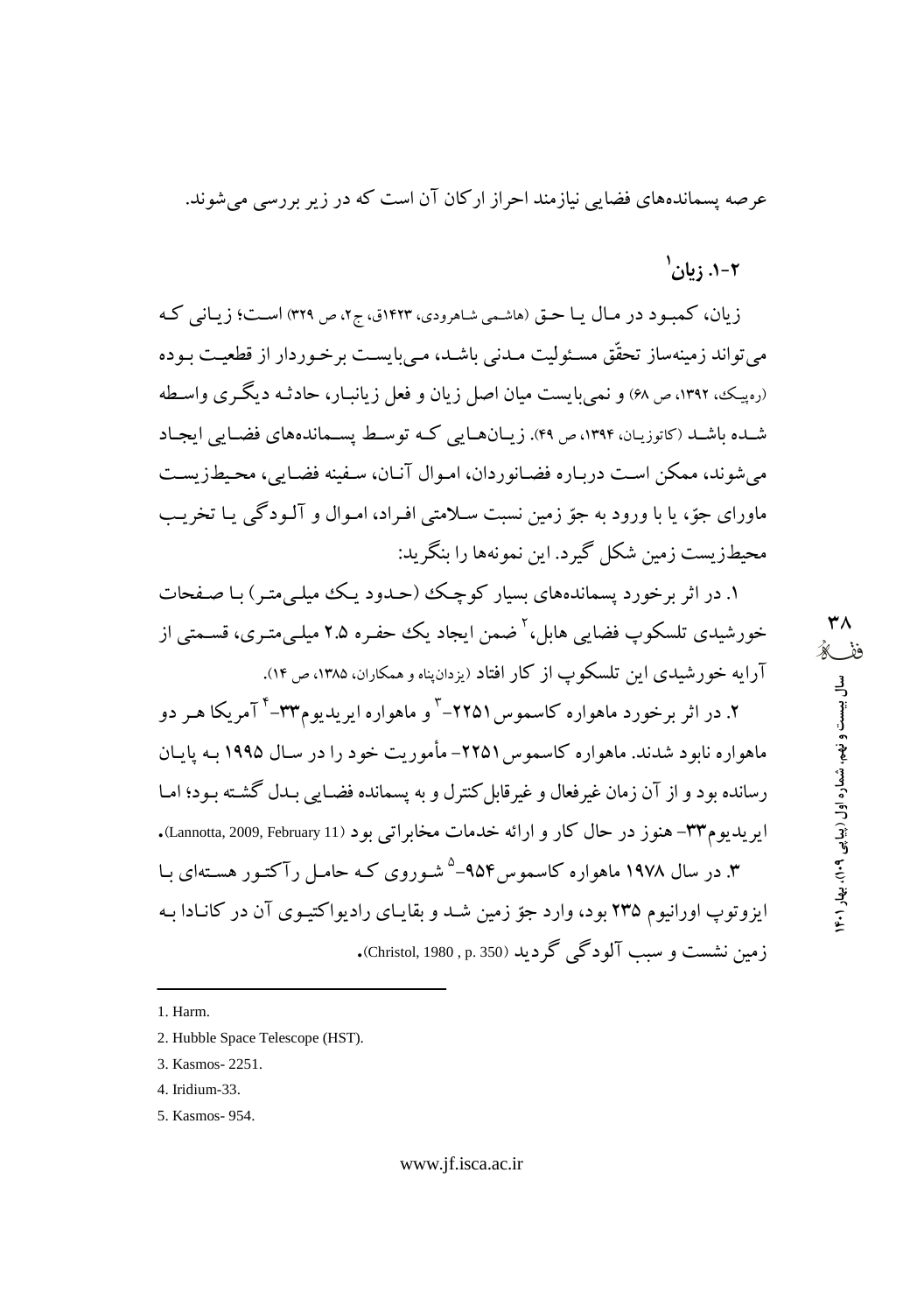عرصه پسماندهای فضایی نیازمند احراز ارکان آن است که در زیر بررسی می‌شوند.

## ۲-۱. زیان[1]

زیان، کمبود در مال یا حق (هاشمی شاهرودی، ۱۴۲۳ق، ج۲، ص ۳۲۹) است؛ زیانی که می‌تواند زمینه‌ساز تحقّق مسئولیت مدنی باشد، می‌بایست برخوردار از قطعیت بوده (ره‌پیک، ۱۳۹۲، ص ۶۸) و نمی‌بایست میان اصل زیان و فعل زیانبار، حادثه دیگری واسطه شده باشد (کاتوزیان، ۱۳۹۴، ص ۴۹). زیان‌هایی که توسط پسماندهای فضایی ایجاد می‌شوند، ممکن است درباره فضانوردان، اموال آنان، سفینه فضایی، محیط‌زیست ماورای جوّ، یا با ورود به جوّ زمین نسبت سلامتی افراد، اموال و آلودگی یا تخریب محیط‌زیست زمین شکل گیرد. این نمونه‌ها را بنگرید:

۱. در اثر برخورد پسماندهای بسیار کوچک (حدود یک میلی‌متر) با صفحات خورشیدی تلسکوپ فضایی هابل،[2] ضمن ایجاد یک حفره ۲.۵ میلی‌متری، قسمتی از آرایه خورشیدی این تلسکوپ از کار افتاد (یزدان‌پناه و همکاران، ۱۳۸۵، ص ۱۴).

۲. در اثر برخورد ماهواره کاسموس ۲۲۵۱-[3] و ماهواره ایریدیوم۳۳-[4] آمریکا هر دو ماهواره نابود شدند. ماهواره کاسموس ۲۲۵۱- مأموریت خود را در سال ۱۹۹۵ به پایان رسانده بود و از آن زمان غیرفعال و غیرقابل‌کنترل و به پسمانده فضایی بدل گشته بود؛ اما ایریدیوم۳۳- هنوز در حال کار و ارائه خدمات مخابراتی بود (Lannotta, 2009, February 11).

۳. در سال ۱۹۷۸ ماهواره کاسموس ۹۵۴-[5] شوروی که حامل رآکتور هسته‌ای با ایزوتوپ اورانیوم ۲۳۵ بود، وارد جوّ زمین شد و بقایای رادیواکتیوی آن در کانادا به زمین نشست و سبب آلودگی گردید (Christol, 1980 , p. 350).

---

1. Harm.
2. Hubble Space Telescope (HST).
3. Kasmos- 2251.
4. Iridium-33.
5. Kasmos- 954.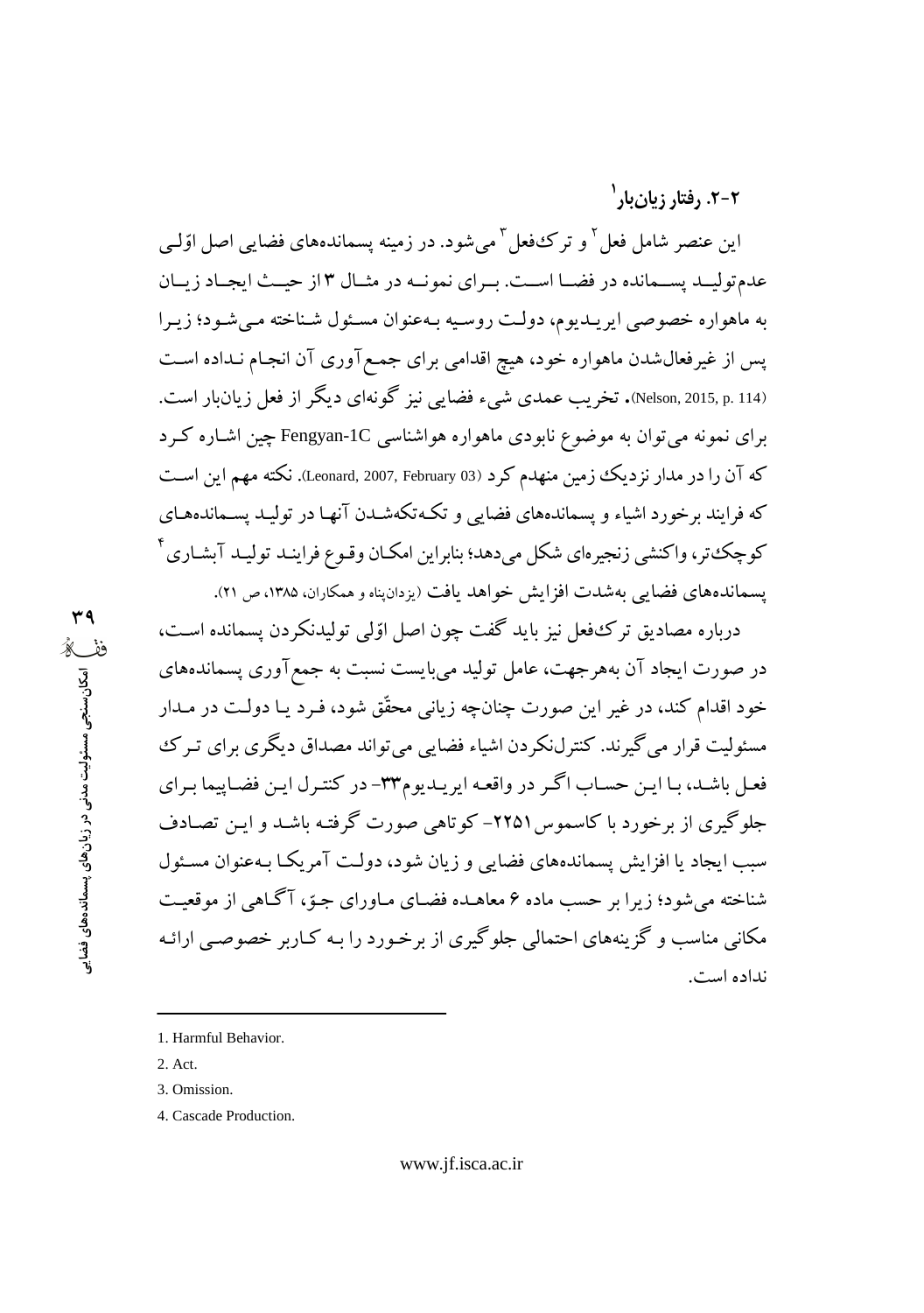### ۲-۲. رفتار زیان‌بار[1]

این عنصر شامل فعل[2] و ترک‌فعل[3] می‌شود. در زمینه پسماندهای فضایی اصل اوّلی عدم‌تولید پسماند در فضا است. برای نمونه در مثال ۳ از حیث ایجاد زیان به ماهواره خصوصی ایریدیوم، دولت روسیه به‌عنوان مسئول شناخته می‌شود؛ زیرا پس از غیرفعال‌شدن ماهواره خود، هیچ اقدامی برای جمع‌آوری آن انجام نداده است (Nelson, 2015, p. 114). تخریب عمدی شیء فضایی نیز گونه‌ای دیگر از فعل زیان‌بار است. برای نمونه می‌توان به موضوع نابودی ماهواره هواشناسی Fengyan-1C چین اشاره کرد که آن را در مدار نزدیک زمین منهدم کرد (Leonard, 2007, February 03). نکته مهم این است که فرایند برخورد اشیاء و پسماندهای فضایی و تکه‌تکه‌شدن آنها در تولید پسماندهای کوچک‌تر، واکنشی زنجیره‌ای شکل می‌دهد؛ بنابراین امکان وقوع فرایند تولید آبشاری[4] پسماندهای فضایی به‌شدت افزایش خواهد یافت (یزدان‌پناه و همکاران، ۱۳۸۵، ص ۲۱).

درباره مصادیق ترک‌فعل نیز باید گفت چون اصل اوّلی تولیدنکردن پسمانده است، در صورت ایجاد آن به‌هرجهت، عامل تولید می‌بایست نسبت به جمع‌آوری پسماندهای خود اقدام کند، در غیر این صورت چنانچه زیانی محقّق شود، فرد یا دولت در مدار مسئولیت قرار می‌گیرند. کنترل‌نکردن اشیاء فضایی می‌تواند مصداق دیگری برای ترک فعل باشد، با این حساب اگر در واقعه ایریدیوم۳۳- در کنترل این فضاپیما برای جلوگیری از برخورد با کاسموس۲۲۵۱- کوتاهی صورت گرفته باشد و این تصادف سبب ایجاد یا افزایش پسماندهای فضایی و زیان شود، دولت آمریکا به‌عنوان مسئول شناخته می‌شود؛ زیرا بر حسب ماده ۶ معاهده فضای ماورای جوّ، آگاهی از موقعیت مکانی مناسب و گزینه‌های احتمالی جلوگیری از برخورد را به کاربر خصوصی ارائه نداده است.

---

1. Harmful Behavior.
2. Act.
3. Omission.
4. Cascade Production.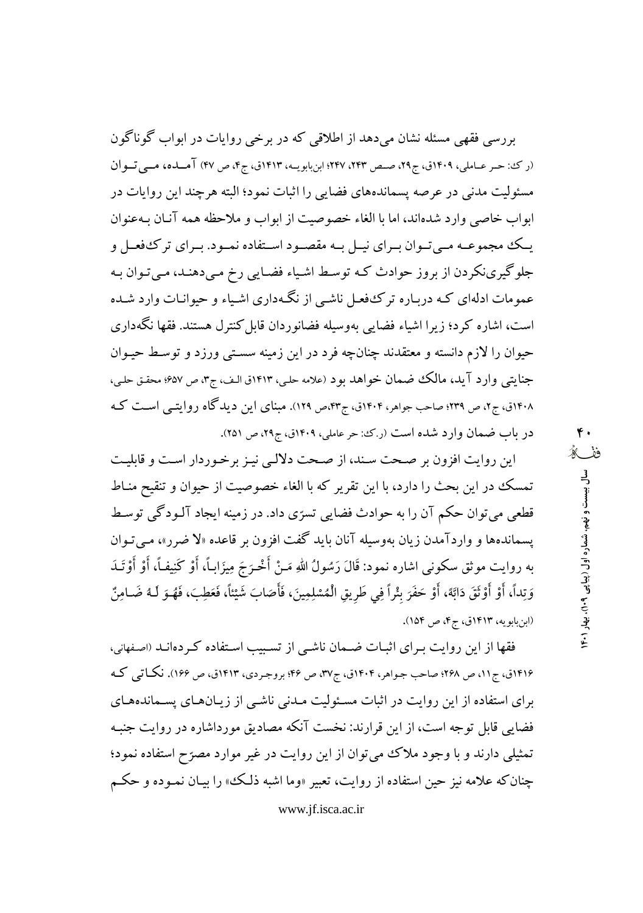بررسی فقهی مسئله نشان می‌دهد از اطلاقی که در برخی روایات در ابواب گوناگون (ر ک: حر عاملی، ۱۴۰۹ق، ج۲۹، صص ۲۴۳، ۲۴۷؛ ابن‌بابویه، ۱۴۱۳ق، ج۴، ص ۴۷) آمده، می‌توان مسئولیت مدنی در عرصه پسماندهای فضایی را اثبات نمود؛ البته هرچند این روایات در ابواب خاصی وارد شده‌اند، اما با الغاء خصوصیت از ابواب و ملاحظه همه آنان به‌عنوان یک مجموعه می‌توان برای نیل به مقصود استفاده نمود. برای ترک‌فعل و جلوگیری‌نکردن از بروز حوادث که توسط اشیاء فضایی رخ می‌دهند، می‌توان به عمومات ادله‌ای که درباره ترک‌فعل ناشی از نگه‌داری اشیاء و حیوانات وارد شده است، اشاره کرد؛ زیرا اشیاء فضایی به‌وسیله فضانوردان قابل‌کنترل هستند. فقها نگه‌داری حیوان را لازم دانسته و معتقدند چنان‌چه فرد در این زمینه سستی ورزد و توسط حیوان جنایتی وارد آید، مالک ضمان خواهد بود (علامه حلی، ۱۴۱۳ق الف، ج۳، ص ۶۵۷؛ محقق حلی، ۱۴۰۸ق، ج۲، ص ۲۳۹؛ صاحب جواهر، ۱۴۰۴ق، ج۴۳،ص ۱۲۹). مبنای این دیدگاه روایتی است که در باب ضمان وارد شده است (ر.ک: حر عاملی، ۱۴۰۹ق، ج۲۹، ص ۲۵۱).

این روایت افزون بر صحت سند، از صحت دلالی نیز برخوردار است و قابلیت تمسک در این بحث را دارد، با این تقریر که با الغاء خصوصیت از حیوان و تنقیح مناط قطعی می‌توان حکم آن را به حوادث فضایی تسرّی داد. در زمینه ایجاد آلودگی توسط پسماندها و واردآمدن زیان به‌وسیله آنان باید گفت افزون بر قاعده «لا ضرر»، می‌توان به روایت موثق سکونی اشاره نمود: قَالَ رَسُولُ اللهِ مَنْ أَخْرَجَ مِيزَاباً، أَوْ كَنِيفاً، أَوْ أَوْتَدَ وَتِداً، أَوْ أَوْثَقَ دَابَّةً، أَوْ حَفَرَ بِئْراً فِي طَرِيقِ الْمُسْلِمِينَ، فَأَصَابَ شَيْئاً، فَعَطِبَ، فَهُوَ لَهُ ضَامِنٌ (ابن‌بابویه، ۱۴۱۳ق، ج۴، ص ۱۵۴).

فقها از این روایت برای اثبات ضمان ناشی از تسبیب استفاده کرده‌اند (اصفهانی، ۱۴۱۶ق، ج۱۱، ص ۲۶۸؛ صاحب جواهر، ۱۴۰۴ق، ج۳۷، ص ۴۶؛ بروجردی، ۱۴۱۳ق، ص ۱۶۶). نکاتی که برای استفاده از این روایت در اثبات مسئولیت مدنی ناشی از زیان‌های پسماندهای فضایی قابل توجه است، از این قرارند: نخست آنکه مصادیق مورداشاره در روایت جنبه تمثیلی دارند و با وجود ملاک می‌توان از این روایت در غیر موارد مصرّح استفاده نمود؛ چنان‌که علامه نیز حین استفاده از روایت، تعبیر «وما اشبه ذلک» را بیان نموده و حکم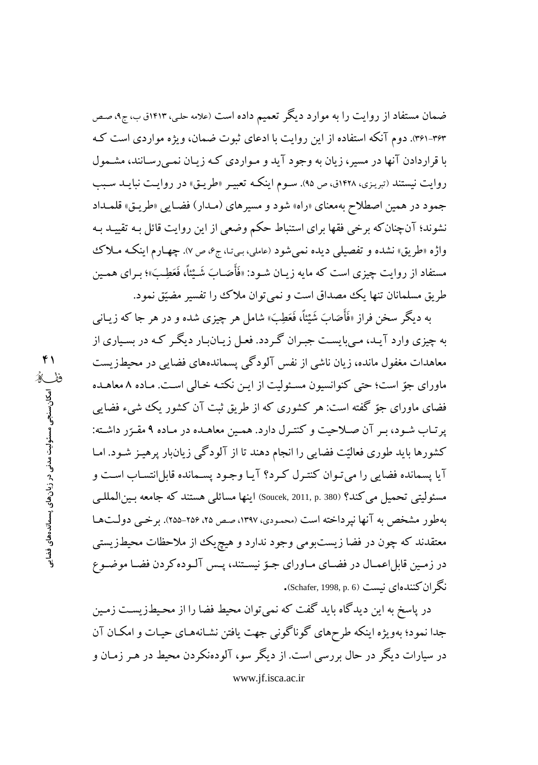ضمان مستفاد از روایت را به موارد دیگر تعمیم داده است (علامه حلی، ۱۴۱۳ق ب، ج۹، صص ۳۶۳-۳۶۱). دوم آنکه استفاده از این روایت با ادعای ثبوت ضمان، ویژه مواردی است که با قراردادن آنها در مسیر، زیان به وجود آید و مواردی که زیان نمی‌رسانند، مشمول روایت نیستند (تبریزی، ۱۴۲۸ق، ص ۹۵). سوم اینکه تعبیر «طریق» در روایت نباید سبب جمود در همین اصطلاح به‌معنای «راه» شود و مسیرهای (مدار) فضایی «طریق» قلمداد نشوند؛ آن‌چنان‌که برخی فقها برای استنباط حکم وضعی از این روایت قائل به تقیید به واژه «طریق» نشده و تفصیلی دیده نمی‌شود (عاملی، بی‌تا، ج۶، ص ۷). چهارم اینکه ملاک مستفاد از روایت چیزی است که مایه زیان شود: «فَأَصَابَ شَیْئاً، فَعَطِبَ»؛ برای همین طریق مسلمانان تنها یک مصداق است و نمی‌توان ملاک را تفسیر مضیّق نمود.

به دیگر سخن فراز «فَأَصَابَ شَیْئاً، فَعَطِبَ» شامل هر چیزی شده و در هر جا که زیانی به چیزی وارد آید، می‌بایست جبران گردد. فعل زیان‌بار دیگر که در بسیاری از معاهدات مغفول مانده، زیان ناشی از نفس آلودگی پسماندهای فضایی در محیط‌زیست ماورای جوّ است؛ حتی کنوانسیون مسئولیت از این نکته خالی است. ماده ۸ معاهده فضای ماورای جوّ گفته است: هر کشوری که از طریق ثبت آن کشور یک شیء فضایی پرتاب شود، بر آن صلاحیت و کنترل دارد. همین معاهده در ماده ۹ مقرّر داشته: کشورها باید طوری فعالیّت فضایی را انجام دهند تا از آلودگی زیان‌بار پرهیز شود. اما آیا پسمانده فضایی را می‌توان کنترل کرد؟ آیا وجود پسمانده قابل‌انتساب است و مسئولیتی تحمیل می‌کند؟ (Soucek, 2011, p. 380) اینها مسائلی هستند که جامعه بین‌المللی به‌طور مشخص به آنها نپرداخته است (محمودی، ۱۳۹۷، صص ۲۵، ۲۵۶-۲۵۵). برخی دولت‌ها معتقدند که چون در فضا زیست‌بومی وجود ندارد و هیچ‌یک از ملاحظات محیط‌زیستی در زمین قابل‌اعمال در فضای ماورای جوّ نیستند، پس آلوده‌کردن فضا موضوع نگران‌کننده‌ای نیست (Schafer, 1998, p. 6).

در پاسخ به این دیدگاه باید گفت که نمی‌توان محیط فضا را از محیط‌زیست زمین جدا نمود؛ به‌ویژه اینکه طرح‌های گوناگونی جهت یافتن نشانه‌های حیات و امکان آن در سیارات دیگر در حال بررسی است. از دیگر سو، آلوده‌نکردن محیط در هر زمان و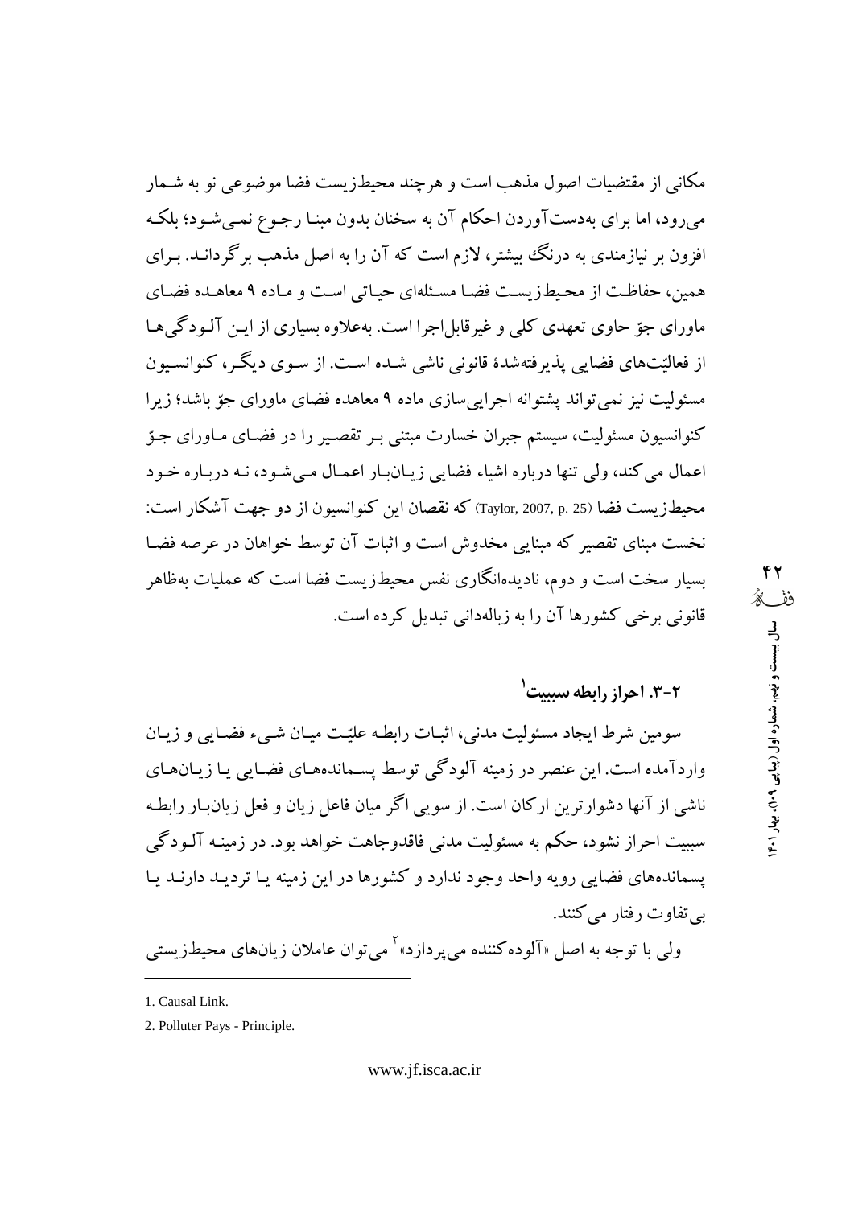مکانی از مقتضیات اصول مذهب است و هرچند محیط‌زیست فضا موضوعی نو به شمار می‌رود، اما برای به‌دست‌آوردن احکام آن به سخنان بدون مبنا رجوع نمی‌شود؛ بلکه افزون بر نیازمندی به درنگ بیشتر، لازم است که آن را به اصل مذهب برگرداند. برای همین، حفاظت از محیط‌زیست فضا مسئله‌ای حیاتی است و ماده ۹ معاهده فضای ماورای جوّ حاوی تعهدی کلی و غیرقابل‌اجرا است. به‌علاوه بسیاری از این آلودگی‌ها از فعالیّت‌های فضایی پذیرفته‌شدهٔ قانونی ناشی شده است. از سوی دیگر، کنوانسیون مسئولیت نیز نمی‌تواند پشتوانه اجرایی‌سازی ماده ۹ معاهده فضای ماورای جوّ باشد؛ زیرا کنوانسیون مسئولیت، سیستم جبران خسارت مبتنی بر تقصیر را در فضای ماورای جوّ اعمال می‌کند، ولی تنها درباره اشیاء فضایی زیان‌بار اعمال می‌شود، نه درباره خود محیط‌زیست فضا (Taylor, 2007, p. 25) که نقصان این کنوانسیون از دو جهت آشکار است: نخست مبنای تقصیر که مبنایی مخدوش است و اثبات آن توسط خواهان در عرصه فضا بسیار سخت است و دوم، نادیده‌انگاری نفس محیط‌زیست فضا است که عملیات به‌ظاهر قانونی برخی کشورها آن را به زباله‌دانی تبدیل کرده است.

### ۲-۳. احراز رابطه سببیت[1]

سومین شرط ایجاد مسئولیت مدنی، اثبات رابطه علیّت میان شیء فضایی و زیان واردآمده است. این عنصر در زمینه آلودگی توسط پسماندهای فضایی یا زیان‌های ناشی از آنها دشوارترین ارکان است. از سویی اگر میان فاعل زیان و فعل زیان‌بار رابطه سببیت احراز نشود، حکم به مسئولیت مدنی فاقدوجاهت خواهد بود. در زمینه آلودگی پسماندهای فضایی رویه واحد وجود ندارد و کشورها در این زمینه یا تردید دارند یا بی‌تفاوت رفتار می‌کنند.

ولی با توجه به اصل «آلوده‌کننده می‌پردازد»[2] می‌توان عاملان زیان‌های محیط‌زیستی

---

1. Causal Link.

2. Polluter Pays - Principle.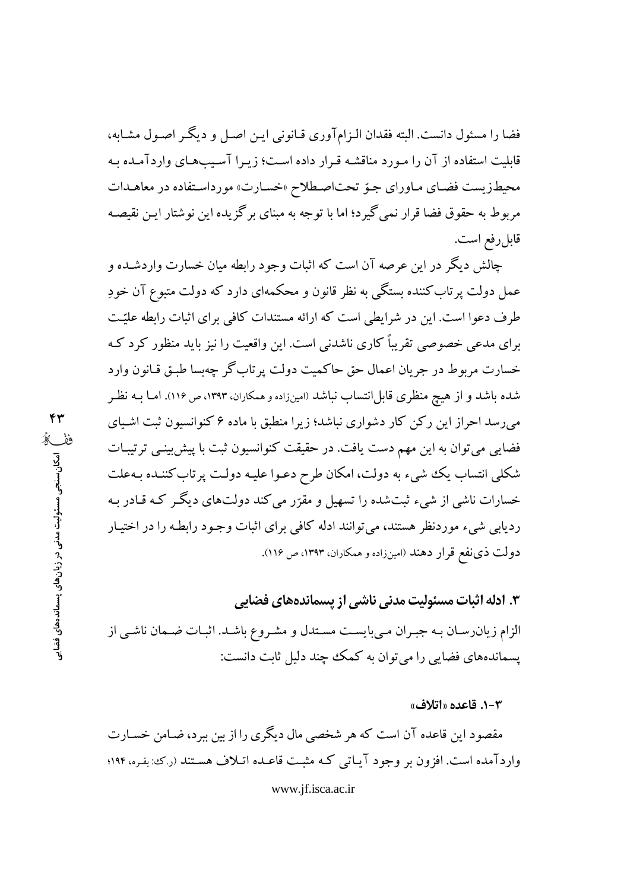فضا را مسئول دانست. البته فقدان الزام‌آوری قانونی این اصل و دیگر اصول مشابه، قابلیت استفاده از آن را مورد مناقشه قرار داده است؛ زیرا آسیب‌های واردآمده به محیط‌زیست فضای ماورای جوّ تحت‌اصطلاح «خسارت» مورداستفاده در معاهدات مربوط به حقوق فضا قرار نمی‌گیرد؛ اما با توجه به مبنای برگزیده این نوشتار این نقیصه قابل‌رفع است.

چالش دیگر در این عرصه آن است که اثبات وجود رابطه میان خسارت واردشده و عمل دولت پرتاب‌کننده بستگی به نظر قانون و محکمه‌ای دارد که دولت متبوع آن خودِ طرف دعوا است. این در شرایطی است که ارائه مستندات کافی برای اثبات رابطه علیّت برای مدعی خصوصی تقریباً کاری ناشدنی است. این واقعیت را نیز باید منظور کرد که خسارت مربوط در جریان اعمال حق حاکمیت دولت پرتاب‌گر چه‌بسا طبق قانون وارد شده باشد و از هیچ منظری قابل‌انتساب نباشد (امین‌زاده و همکاران، ۱۳۹۳، ص ۱۱۶). اما به نظر می‌رسد احراز این رکن کار دشواری نباشد؛ زیرا منطبق با ماده ۶ کنوانسیون ثبت اشیای فضایی می‌توان به این مهم دست یافت. در حقیقت کنوانسیون ثبت با پیش‌بینی ترتیبات شکلی انتساب یک شیء به دولت، امکان طرح دعوا علیه دولت پرتاب‌کننده به‌علت خسارات ناشی از شیء ثبت‌شده را تسهیل و مقرّر می‌کند دولت‌های دیگر که قادر به ردیابی شیء موردنظر هستند، می‌توانند ادله کافی برای اثبات وجود رابطه را در اختیار دولت ذی‌نفع قرار دهند (امین‌زاده و همکاران، ۱۳۹۳، ص ۱۱۶).

## ۳. ادله اثبات مسئولیت مدنی ناشی از پسماندهای فضایی

الزام زیان‌رسان به جبران می‌بایست مستدل و مشروع باشد. اثبات ضمان ناشی از پسماندهای فضایی را می‌توان به کمک چند دلیل ثابت دانست:

### ۳-۱. قاعده «اتلاف»

مقصود این قاعده آن است که هر شخصی مال دیگری را از بین ببرد، ضامن خسارت واردآمده است. افزون بر وجود آیاتی که مثبت قاعده اتلاف هستند (ر.ک: بقره، ۱۹۴؛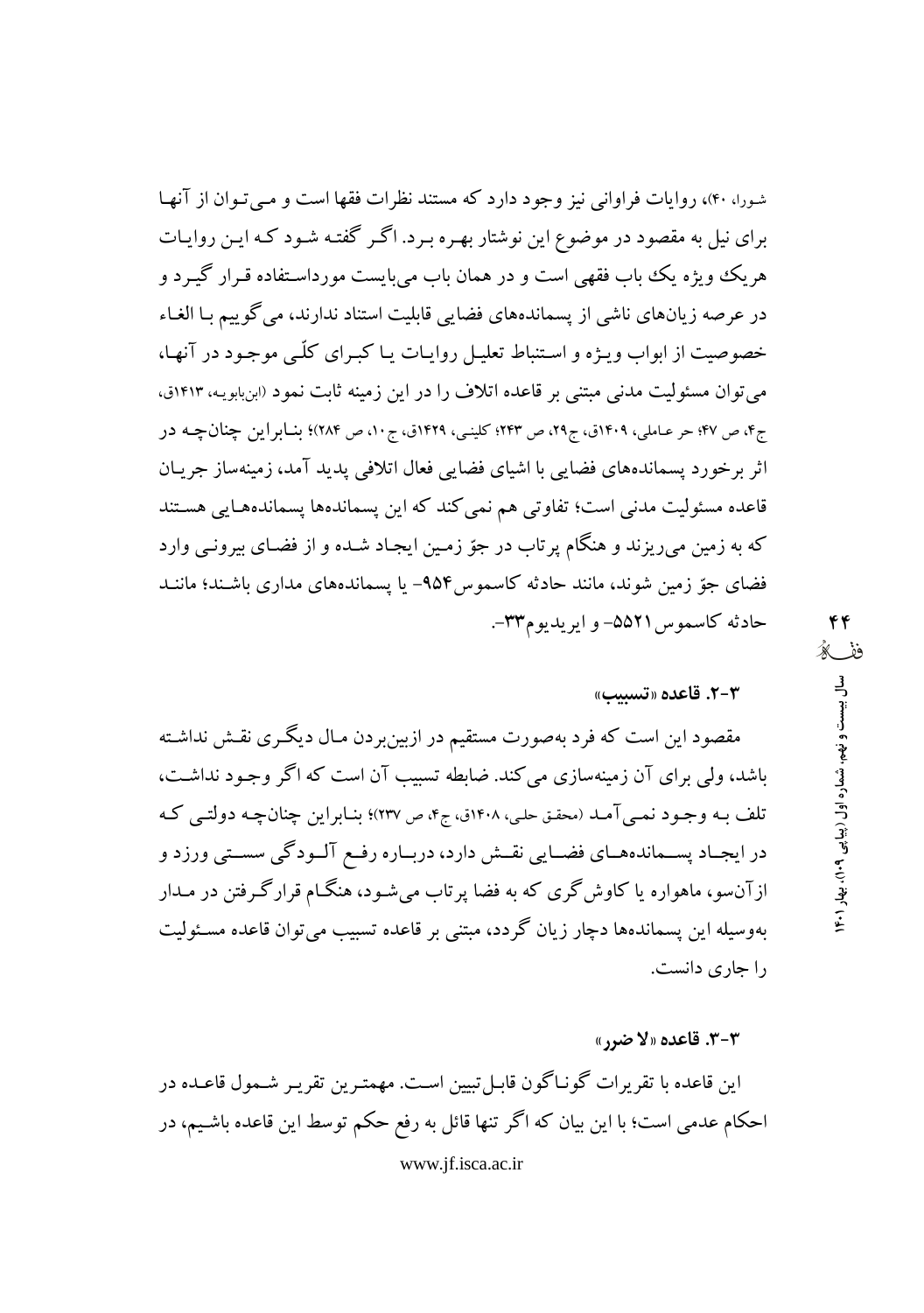شورا، ۴۰)، روایات فراوانی نیز وجود دارد که مستند نظرات فقها است و می‌توان از آنها برای نیل به مقصود در موضوع این نوشتار بهره برد. اگر گفته شود که این روایات هریک ویژه یک باب فقهی است و در همان باب می‌بایست مورداستفاده قرار گیرد و در عرصه زیان‌های ناشی از پسماندهای فضایی قابلیت استناد ندارند، می‌گوییم با الغاء خصوصیت از ابواب ویژه و استنباط تعلیل روایات یا کبرای کلّی موجود در آنها، می‌توان مسئولیت مدنی مبتنی بر قاعده اتلاف را در این زمینه ثابت نمود (ابن‌بابویه، ۱۴۱۳ق، ج۴، ص ۴۷؛ حر عاملی، ۱۴۰۹ق، ج۲۹، ص ۲۴۳؛ کلینی، ۱۴۲۹ق، ج ۱۰، ص ۲۸۴)؛ بنابراین چنانچه در اثر برخورد پسماندهای فضایی با اشیای فضایی فعال اتلافی پدید آمد، زمینه‌ساز جریان قاعده مسئولیت مدنی است؛ تفاوتی هم نمی‌کند که این پسماندها پسماندهایی هستند که به زمین می‌ریزند و هنگام پرتاب در جوّ زمین ایجاد شده و از فضای بیرونی وارد فضای جوّ زمین شوند، مانند حادثه کاسموس۹۵۴- یا پسماندهای مداری باشند؛ مانند حادثه کاسموس ۵۵۲۱- و ایریدیوم۳۳-.

### ۳-۲. قاعده «تسبیب»

مقصود این است که فرد به‌صورت مستقیم در ازبین‌بردن مال دیگری نقش نداشته باشد، ولی برای آن زمینه‌سازی می‌کند. ضابطه تسبیب آن است که اگر وجود نداشت، تلف به وجود نمی‌آمد (محقق حلی، ۱۴۰۸ق، ج۴، ص ۲۳۷)؛ بنابراین چنانچه دولتی که در ایجاد پسماندهای فضایی نقش دارد، درباره رفع آلودگی سستی ورزد و ازآن‌سو، ماهواره یا کاوش‌گری که به فضا پرتاب می‌شود، هنگام قرارگرفتن در مدار به‌وسیله این پسماندها دچار زیان گردد، مبتنی بر قاعده تسبیب می‌توان قاعده مسئولیت را جاری دانست.

### ۳-۳. قاعده «لا ضرر»

این قاعده با تقریرات گوناگون قابل‌تبیین است. مهمترین تقریر شمول قاعده در احکام عدمی است؛ با این بیان که اگر تنها قائل به رفع حکم توسط این قاعده باشیم، در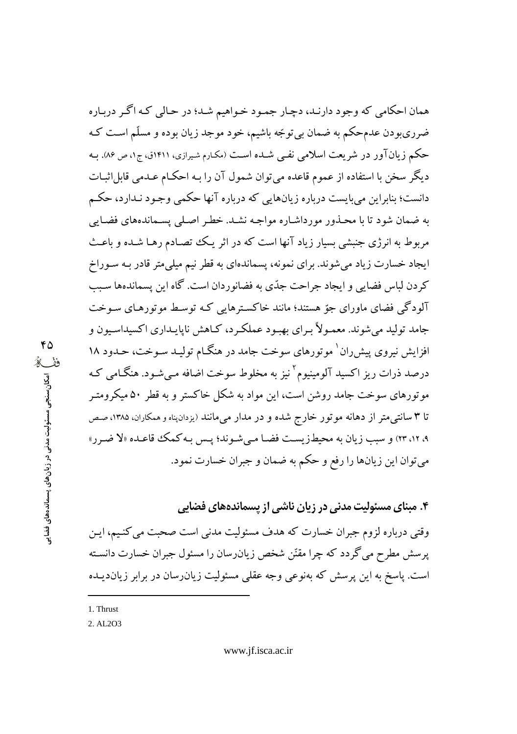همان احکامی که وجود دارند، دچار جمود خواهیم شد؛ در حالی که اگر درباره ضرری‌بودن عدم‌حکم به ضمان بی‌توجّه باشیم، خود موجد زیان بوده و مسلّم است که حکم زیان‌آور در شریعت اسلامی نفی شده است (مکارم شیرازی، ۱۴۱۱ق، ج۱، ص ۸۶). به دیگر سخن با استفاده از عموم قاعده می‌توان شمول آن را به احکام عدمی قابل‌اثبات دانست؛ بنابراین می‌بایست درباره زیان‌هایی که درباره آنها حکمی وجود ندارد، حکم به ضمان شود تا با محذور مورداشاره مواجه نشد. خطر اصلی پسماندهای فضایی مربوط به انرژی جنبشی بسیار زیاد آنها است که در اثر یک تصادم رها شده و باعث ایجاد خسارت زیاد می‌شوند. برای نمونه، پسمانده‌ای به قطر نیم میلی‌متر قادر به سوراخ کردن لباس فضایی و ایجاد جراحت جدّی به فضانوردان است. گاه این پسمانده‌ها سبب آلودگی فضای ماورای جوّ هستند؛ مانند خاکسترهایی که توسط موتورهای سوخت جامد تولید می‌شوند. معمولاً برای بهبود عملکرد، کاهش ناپایداری اکسیداسیون و افزایش نیروی پیش‌ران[1] موتورهای سوخت جامد در هنگام تولید سوخت، حدود ۱۸ درصد ذرات ریز اکسید آلومینیوم[2] نیز به مخلوط سوخت اضافه می‌شود. هنگامی که موتورهای سوخت جامد روشن است، این مواد به شکل خاکستر و به قطر ۵۰ میکرومتر تا ۳ سانتی‌متر از دهانه موتور خارج شده و در مدار می‌مانند (یزدان‌پناه و همکاران، ۱۳۸۵، صص ۹، ۱۲، ۲۳) و سبب زیان به محیط‌زیست فضا می‌شوند؛ پس به‌کمک قاعده «لا ضرر» می‌توان این زیان‌ها را رفع و حکم به ضمان و جبران خسارت نمود.

## ۴. مبنای مسئولیت مدنی در زیان ناشی از پسمانده‌های فضایی

وقتی درباره لزوم جبران خسارت که هدف مسئولیت مدنی است صحبت می‌کنیم، این پرسش مطرح می‌گردد که چرا مقنّن شخص زیان‌رسان را مسئول جبران خسارت دانسته است. پاسخ به این پرسش که به‌نوعی وجه عقلی مسئولیت زیان‌رسان در برابر زیان‌دیده

---

1. Thrust
2. AL2O3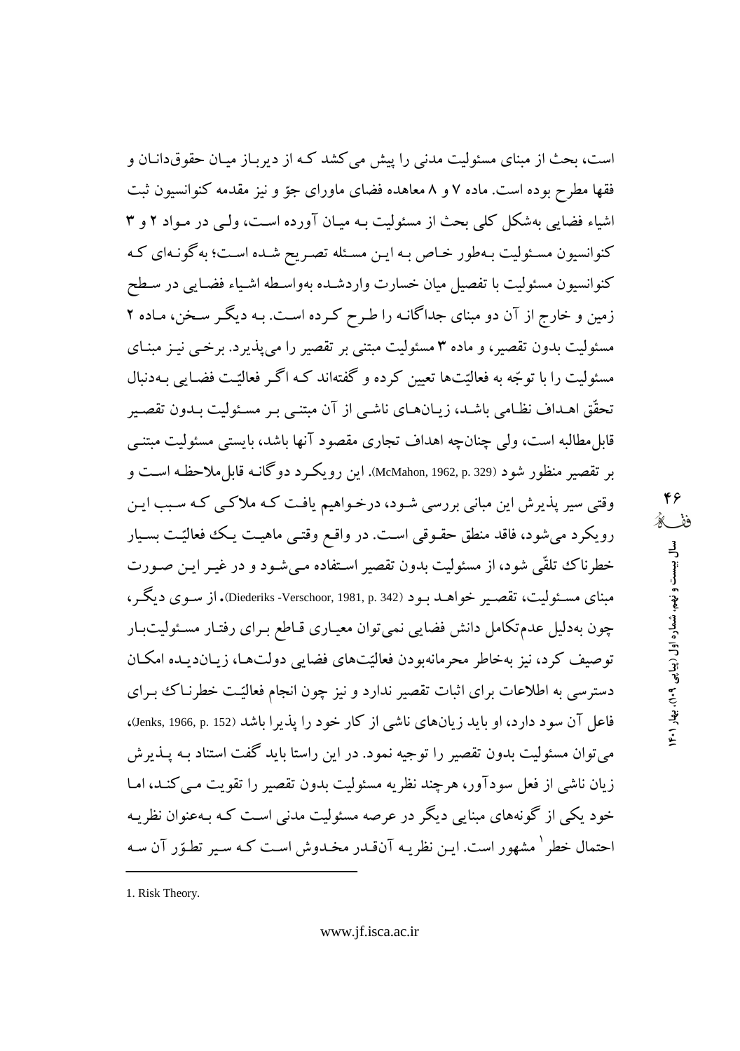است، بحث از مبنای مسئولیت مدنی را پیش می‌کشد که از دیرباز میان حقوق‌دانان و فقها مطرح بوده است. ماده ۷ و ۸ معاهده فضای ماورای جوّ و نیز مقدمه کنوانسیون ثبت اشیاء فضایی به‌شکل کلی بحث از مسئولیت به میان آورده است، ولی در مواد ۲ و ۳ کنوانسیون مسئولیت به‌طور خاص به این مسئله تصریح شده است؛ به‌گونه‌ای که کنوانسیون مسئولیت با تفصیل میان خسارت واردشده به‌واسطه اشیاء فضایی در سطح زمین و خارج از آن دو مبنای جداگانه را طرح کرده است. به دیگر سخن، ماده ۲ مسئولیت بدون تقصیر، و ماده ۳ مسئولیت مبتنی بر تقصیر را می‌پذیرد. برخی نیز مبنای مسئولیت را با توجّه به فعالیّت‌ها تعیین کرده و گفته‌اند که اگر فعالیّت فضایی به‌دنبال تحقّق اهداف نظامی باشد، زیان‌های ناشی از آن مبتنی بر مسئولیت بدون تقصیر قابل‌مطالبه است، ولی چنانچه اهداف تجاری مقصود آنها باشد، بایستی مسئولیت مبتنی بر تقصیر منظور شود (McMahon, 1962, p. 329). این رویکرد دوگانه قابل‌ملاحظه است و وقتی سیر پذیرش این مبانی بررسی شود، درخواهیم یافت که ملاکی که سبب این رویکرد می‌شود، فاقد منطق حقوقی است. در واقع وقتی ماهیت یک فعالیّت بسیار خطرناک تلقّی شود، از مسئولیت بدون تقصیر استفاده می‌شود و در غیر این صورت مبنای مسئولیت، تقصیر خواهد بود (Diederiks -Verschoor, 1981, p. 342). از سوی دیگر، چون به‌دلیل عدم‌تکامل دانش فضایی نمی‌توان معیاری قاطع برای رفتار مسئولیت‌بار توصیف کرد، نیز به‌خاطر محرمانه‌بودن فعالیّت‌های فضایی دولت‌ها، زیان‌دیده امکان دسترسی به اطلاعات برای اثبات تقصیر ندارد و نیز چون انجام فعالیّت خطرناک برای فاعل آن سود دارد، او باید زیان‌های ناشی از کار خود را پذیرا باشد (Jenks, 1966, p. 152)، می‌توان مسئولیت بدون تقصیر را توجیه نمود. در این راستا باید گفت استناد به پذیرش زیان ناشی از فعل سودآور، هرچند نظریه مسئولیت بدون تقصیر را تقویت می‌کند، اما خود یکی از گونه‌های مبنایی دیگر در عرصه مسئولیت مدنی است که به‌عنوان نظریه احتمال خطر[1] مشهور است. این نظریه آن‌قدر مخدوش است که سیر تطوّر آن سه

---

1. Risk Theory.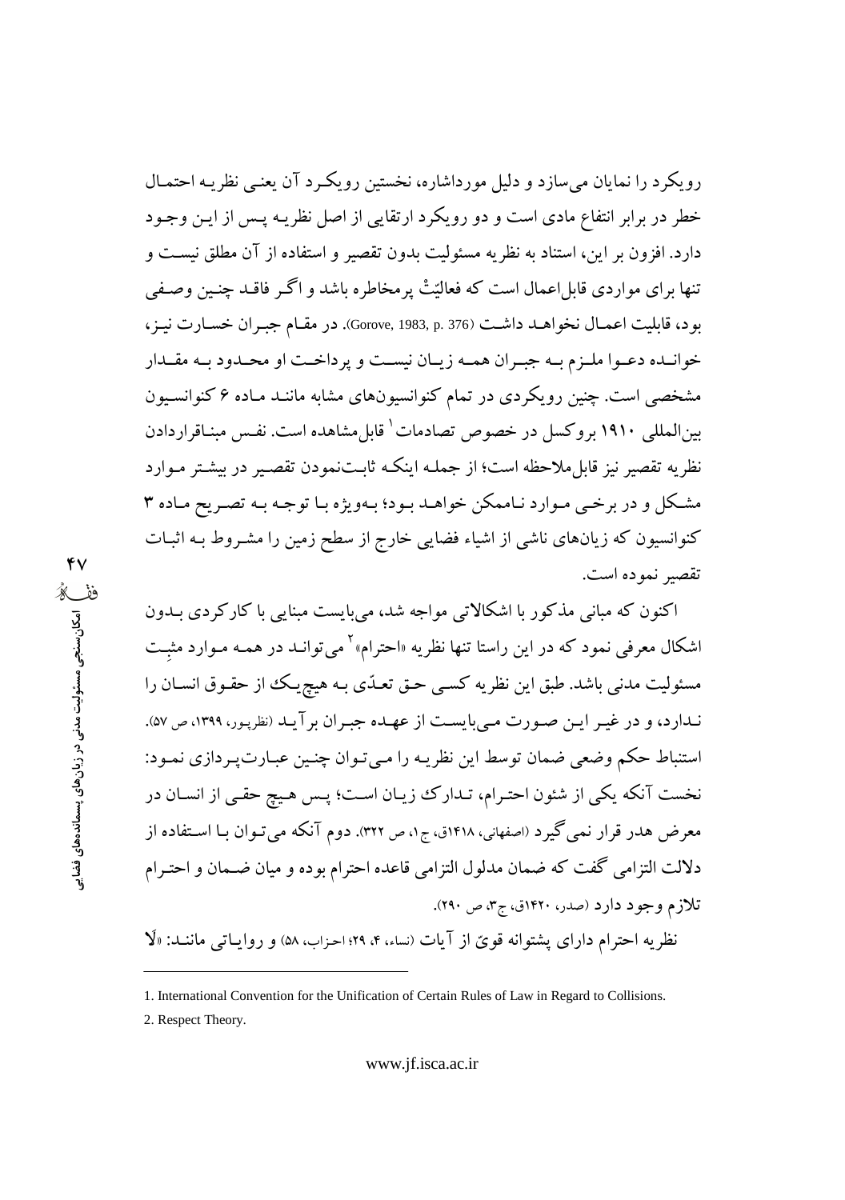رویکرد را نمایان می‌سازد و دلیل مورداشاره، نخستین رویکرد آن یعنی نظریه احتمال خطر در برابر انتفاع مادی است و دو رویکرد ارتقایی از اصل نظریه پس از این وجود دارد. افزون بر این، استناد به نظریه مسئولیت بدون تقصیر و استفاده از آن مطلق نیست و تنها برای مواردی قابل‌اعمال است که فعالیّتْ پرمخاطره باشد و اگر فاقد چنین وصفی بود، قابلیت اعمال نخواهد داشت (Gorove, 1983, p. 376). در مقام جبران خسارت نیز، خوانده دعوا ملزم به جبران همه زیان نیست و پرداخت او محدود به مقدار مشخصی است. چنین رویکردی در تمام کنوانسیون‌های مشابه مانند ماده ۶ کنوانسیون بین‌المللی ۱۹۱۰ بروکسل در خصوص تصادمات[1] قابل‌مشاهده است. نفس مبناقراردادن نظریه تقصیر نیز قابل‌ملاحظه است؛ از جمله اینکه ثابت‌نمودن تقصیر در بیشتر موارد مشکل و در برخی موارد ناممکن خواهد بود؛ به‌ویژه با توجه به تصریح ماده ۳ کنوانسیون که زیان‌های ناشی از اشیاء فضایی خارج از سطح زمین را مشروط به اثبات تقصیر نموده است.

اکنون که مبانی مذکور با اشکالاتی مواجه شد، می‌بایست مبنایی با کارکردی بدون اشکال معرفی نمود که در این راستا تنها نظریه «احترام»[2] می‌تواند در همه موارد مثبِت مسئولیت مدنی باشد. طبق این نظریه کسی حق تعدّی به هیچ‌یک از حقوق انسان را ندارد، و در غیر این صورت می‌بایست از عهده جبران برآید (نظرپور، ۱۳۹۹، ص ۵۷). استنباط حکم وضعی ضمان توسط این نظریه را می‌توان چنین عبارت‌پردازی نمود: نخست آنکه یکی از شئون احترام، تدارک زیان است؛ پس هیچ حقی از انسان در معرض هدر قرار نمی‌گیرد (اصفهانی، ۱۴۱۸ق، ج۱، ص ۳۲۲). دوم آنکه می‌توان با استفاده از دلالت التزامی گفت که ضمان مدلول التزامی قاعده احترام بوده و میان ضمان و احترام تلازم وجود دارد (صدر، ۱۴۲۰ق، ج۳، ص ۲۹۰).

نظریه احترام دارای پشتوانه قویّ از آیات (نساء، ۴، ۲۹؛ احزاب، ۵۸) و روایاتی مانند: «لَا

---

1. International Convention for the Unification of Certain Rules of Law in Regard to Collisions.
2. Respect Theory.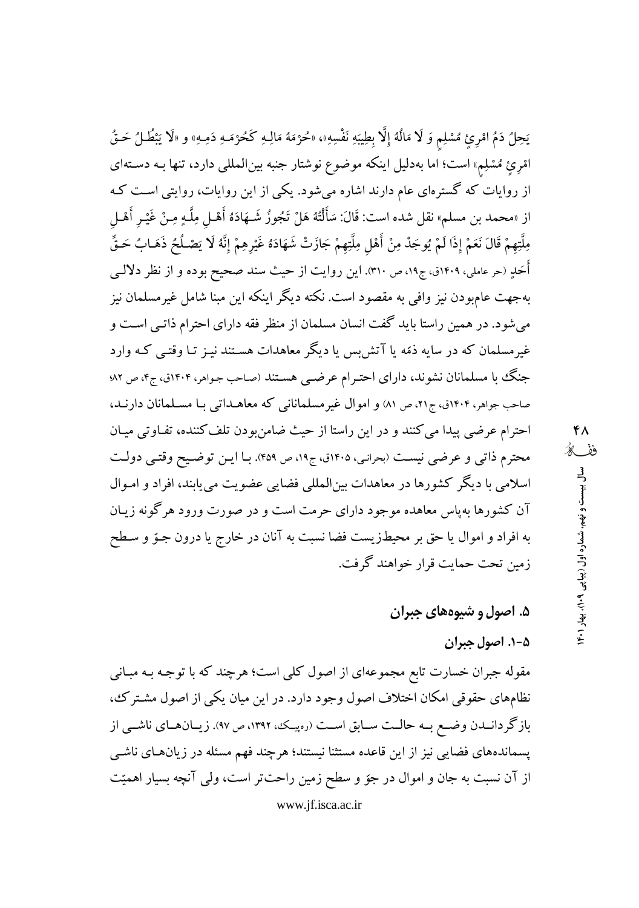یَحِلُ دَمُ امْرِئٍ مُسْلِمٍ وَ لَا مَالُهُ إِلَّا بِطِیبَةِ نَفْسِهِ»، «حُرْمَةُ مَالِهِ کَحُرْمَهِ دَمِهِ» و «لَا یَبْطُلُ حَقُّ امْرِئٍ مُسْلِمٍ» است؛ اما به‌دلیل اینکه موضوع نوشتار جنبه بین‌المللی دارد، تنها بـه دسـته‌ای از روایات که گستره‌ای عام دارند اشاره می‌شود. یکی از این روایات، روایتی اسـت کـه از «محمد بن مسلم» نقل شده است: قَالَ: سَأَلْتُهُ هَلْ تَجُوزُ شَهَادَهُ أَهْلِ مِلَّهٍ مِنْ غَیْرِ أَهْلِ مِلَّتِهِمْ قَالَ نَعَمْ إِذَا لَمْ یُوجَدْ مِنْ أَهْلِ مِلَّتِهِمْ جَازَتْ شَهَادَهُ غَیْرِهِمْ إِنَّهُ لَا یَصْلُحُ ذَهَابُ حَقِّ أَحَدٍ (حر عاملی، ۱۴۰۹ق، ج۱۹، ص ۳۱۰). این روایت از حیث سند صحیح بوده و از نظر دلالـی به‌جهت عام‌بودن نیز وافی به مقصود است. نکته دیگر اینکه این مبنا شامل غیرمسلمان نیز می‌شود. در همین راستا باید گفت انسان مسلمان از منظر فقه دارای احترام ذاتـی اسـت و غیرمسلمان که در سایه ذمّه یا آتش‌بس یا دیگر معاهدات هسـتند نیـز تـا وقتـی کـه وارد جنگ با مسلمانان نشوند، دارای احتـرام عرضـی هسـتند (صاحب جواهر، ۱۴۰۴ق، ج۴، ص ۸۲؛ صاحب جواهر، ۱۴۰۴ق، ج۲۱، ص ۸۱) و اموال غیرمسلمانانی که معاهـداتی بـا مسـلمانان دارنـد، احترام عرضی پیدا می‌کنند و در این راستا از حیث ضامن‌بودن تلف‌کننده، تفـاوتی میـان محترم ذاتی و عرضی نیسـت (بحرانی، ۱۴۰۵ق، ج۱۹، ص ۴۵۹). بـا ایـن توضـیح وقتـی دولـت اسلامی با دیگر کشورها در معاهدات بین‌المللی فضایی عضویت می‌یابند، افراد و امـوال آن کشورها به‌پاس معاهده موجود دارای حرمت است و در صورت ورود هرگونه زیـان به افراد و اموال یا حق بر محیط‌زیست فضا نسبت به آنان در خارج یا درون جـوّ و سـطح زمین تحت حمایت قرار خواهند گرفت.

## ۵. اصول و شیوه‌های جبران

### ۵-۱. اصول جبران

مقوله جبران خسارت تابع مجموعه‌ای از اصول کلی است؛ هرچند که با توجـه بـه مبـانی نظام‌های حقوقی امکان اختلاف اصول وجود دارد. در این میان یکی از اصول مشـترک، بازگردانـدن وضـع بـه حالـت سـابق اسـت (ره‌پیک، ۱۳۹۲، ص ۹۷). زیـان‌هـای ناشـی از پسماندهای فضایی نیز از این قاعده مستثنا نیستند؛ هرچند فهم مسئله در زیان‌های ناشـی از آن نسبت به جان و اموال در جوّ و سطح زمین راحت‌تر است، ولی آنچه بسیار اهمیّت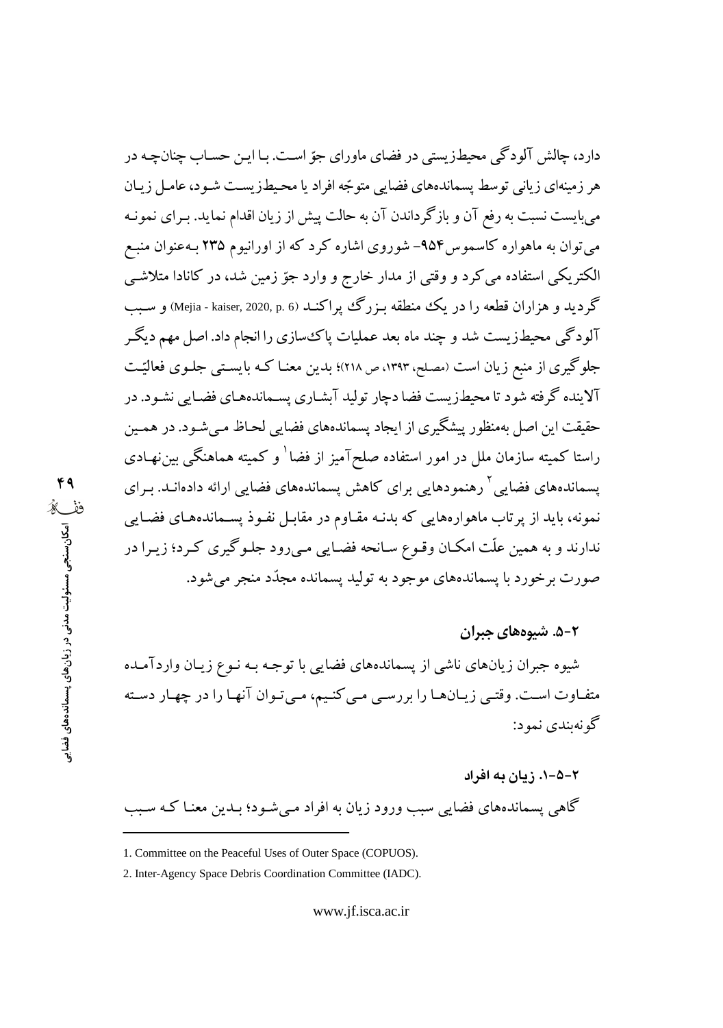دارد، چالش آلودگی محیطزیستی در فضای ماورای جوّ است. با این حساب چنانچه در هر زمینه‌ای زیانی توسط پسماندهای فضایی متوجّه افراد یا محیطزیست شود، عامل زیان می‌بایست نسبت به رفع آن و بازگرداندن آن به حالت پیش از زیان اقدام نماید. برای نمونه می‌توان به ماهواره کاسموس۹۵۴- شوروی اشاره کرد که از اورانیوم ۲۳۵ به‌عنوان منبع الکتریکی استفاده می‌کرد و وقتی از مدار خارج و وارد جوّ زمین شد، در کانادا متلاشی گردید و هزاران قطعه را در یک منطقه بزرگ پراکند (Mejia - kaiser, 2020, p. 6) و سبب آلودگی محیطزیست شد و چند ماه بعد عملیات پاک‌سازی را انجام داد. اصل مهم دیگر جلوگیری از منبع زیان است (مصلح، ۱۳۹۳، ص ۲۱۸)؛ بدین معنا که بایستی جلوی فعالیّت آلاینده گرفته شود تا محیطزیست فضا دچار تولید آبشاری پسماندهای فضایی نشود. در حقیقت این اصل به‌منظور پیشگیری از ایجاد پسماندهای فضایی لحاظ می‌شود. در همین راستا کمیته سازمان ملل در امور استفاده صلح‌آمیز از فضا[1] و کمیته هماهنگی بین‌نهادی پسماندهای فضایی[2] رهنمودهایی برای کاهش پسماندهای فضایی ارائه داده‌اند. برای نمونه، باید از پرتاب ماهواره‌هایی که بدنه مقاوم در مقابل نفوذ پسماندهای فضایی ندارند و به همین علّت امکان وقوع سانحه فضایی می‌رود جلوگیری کرد؛ زیرا در صورت برخورد با پسماندهای موجود به تولید پسمانده مجدّد منجر می‌شود.

### ۲-۵. شیوه‌های جبران

شیوه جبران زیان‌های ناشی از پسماندهای فضایی با توجه به نوع زیان واردآمده متفاوت است. وقتی زیان‌ها را بررسی می‌کنیم، می‌توان آنها را در چهار دسته گونه‌بندی نمود:

#### ۲-۵-۱. زیان به افراد

گاهی پسماندهای فضایی سبب ورود زیان به افراد می‌شود؛ بدین معنا که سبب

---

1. Committee on the Peaceful Uses of Outer Space (COPUOS).

2. Inter-Agency Space Debris Coordination Committee (IADC).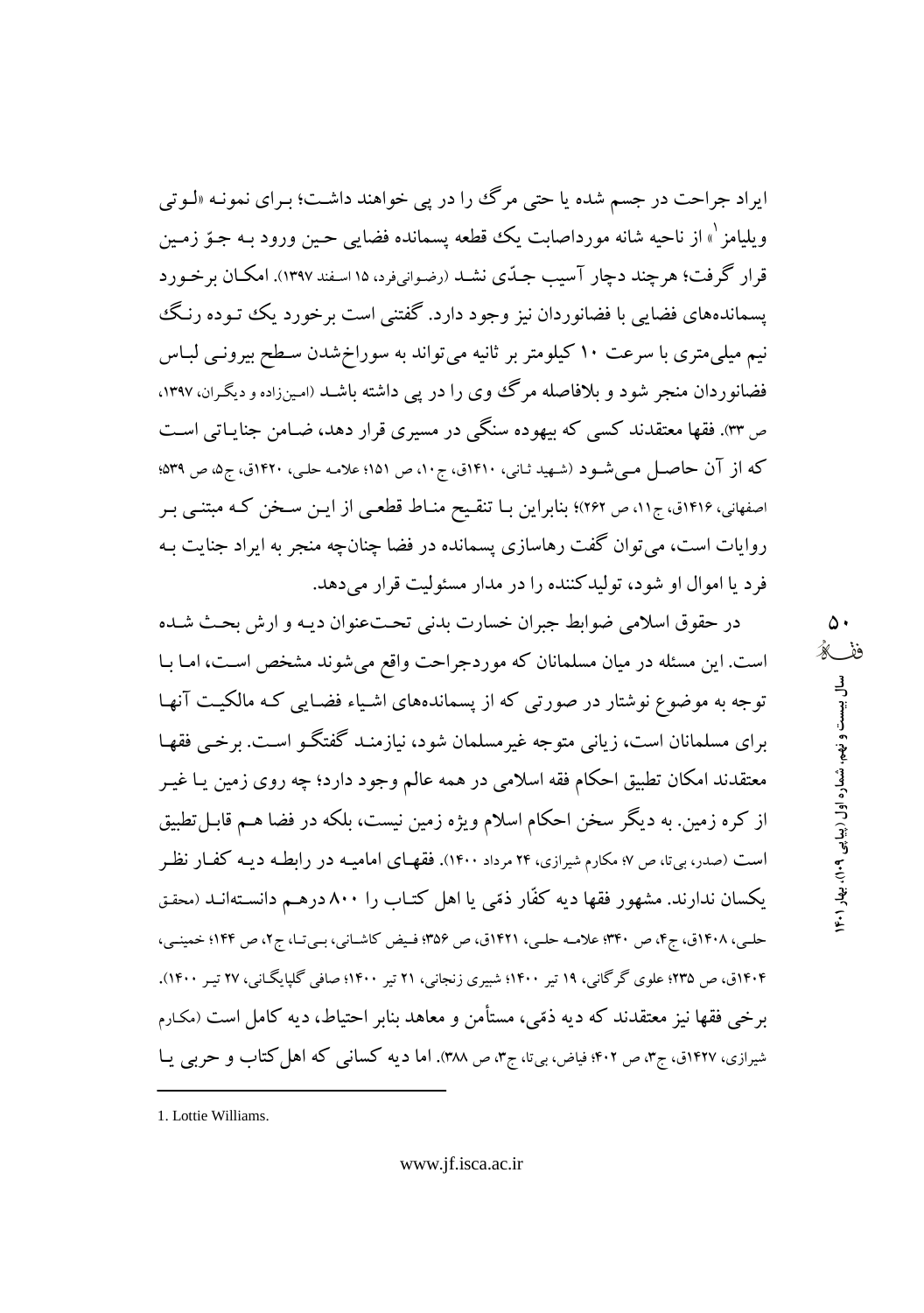ایراد جراحت در جسم شده یا حتی مرگ را در پی خواهند داشت؛ برای نمونه «لوتی ویلیامز[1]» از ناحیه شانه مورداصابت یک قطعه پسمانده فضایی حین ورود به جوّ زمین قرار گرفت؛ هرچند دچار آسیب جدّی نشد (رضوانی‌فرد، ۱۵ اسفند ۱۳۹۷). امکان برخورد پسمانده‌های فضایی با فضانوردان نیز وجود دارد. گفتنی است برخورد یک توده رنگ نیم میلی‌متری با سرعت ۱۰ کیلومتر بر ثانیه می‌تواند به سوراخ‌شدن سطح بیرونی لباس فضانوردان منجر شود و بلافاصله مرگ وی را در پی داشته باشد (امین‌زاده و دیگران، ۱۳۹۷، ص ۳۳). فقها معتقدند کسی که بیهوده سنگی در مسیری قرار دهد، ضامن جنایاتی است که از آن حاصل می‌شود (شهید ثانی، ۱۴۱۰ق، ج۱۰، ص ۱۵۱؛ علامه حلی، ۱۴۲۰ق، ج۵، ص ۵۳۹؛ اصفهانی، ۱۴۱۶ق، ج۱۱، ص ۲۶۲)؛ بنابراین با تنقیح مناط قطعی از این سخن که مبتنی بر روایات است، می‌توان گفت رهاسازی پسمانده در فضا چنان‌چه منجر به ایراد جنایت به فرد یا اموال او شود، تولیدکننده را در مدار مسئولیت قرار می‌دهد.

در حقوق اسلامی ضوابط جبران خسارت بدنی تحت‌عنوان دیه و ارش بحث شده است. این مسئله در میان مسلمانان که موردجراحت واقع می‌شوند مشخص است، اما با توجه به موضوع نوشتار در صورتی که از پسمانده‌های اشیاء فضایی که مالکیت آنها برای مسلمانان است، زیانی متوجه غیرمسلمان شود، نیازمند گفتگو است. برخی فقها معتقدند امکان تطبیق احکام فقه اسلامی در همه عالم وجود دارد؛ چه روی زمین یا غیر از کره زمین. به دیگر سخن احکام اسلام ویژه زمین نیست، بلکه در فضا هم قابل‌تطبیق است (صدر، بی‌تا، ص ۷؛ مکارم شیرازی، ۲۴ مرداد ۱۴۰۰). فقهای امامیه در رابطه دیه کفار نظر یکسان ندارند. مشهور فقها دیه کفّار ذمّی یا اهل کتاب را ۸۰۰ درهم دانسته‌اند (محقق حلی، ۱۴۰۸ق، ج۴، ص ۳۴۰؛ علامه حلی، ۱۴۲۱ق، ص ۳۵۶؛ فیض کاشانی، بی‌تا، ج۲، ص ۱۴۴؛ خمینی، ۱۴۰۴ق، ص ۲۳۵؛ علوی گرگانی، ۱۹ تیر ۱۴۰۰؛ شبیری زنجانی، ۲۱ تیر ۱۴۰۰؛ صافی گلپایگانی، ۲۷ تیر ۱۴۰۰). برخی فقها نیز معتقدند که دیه ذمّی، مستأمن و معاهد بنابر احتیاط، دیه کامل است (مکارم شیرازی، ۱۴۲۷ق، ج۳، ص ۴۰۲؛ فیاض، بی‌تا، ج۳، ص ۳۸۸). اما دیه کسانی که اهل‌کتاب و حربی یا

---

1. Lottie Williams.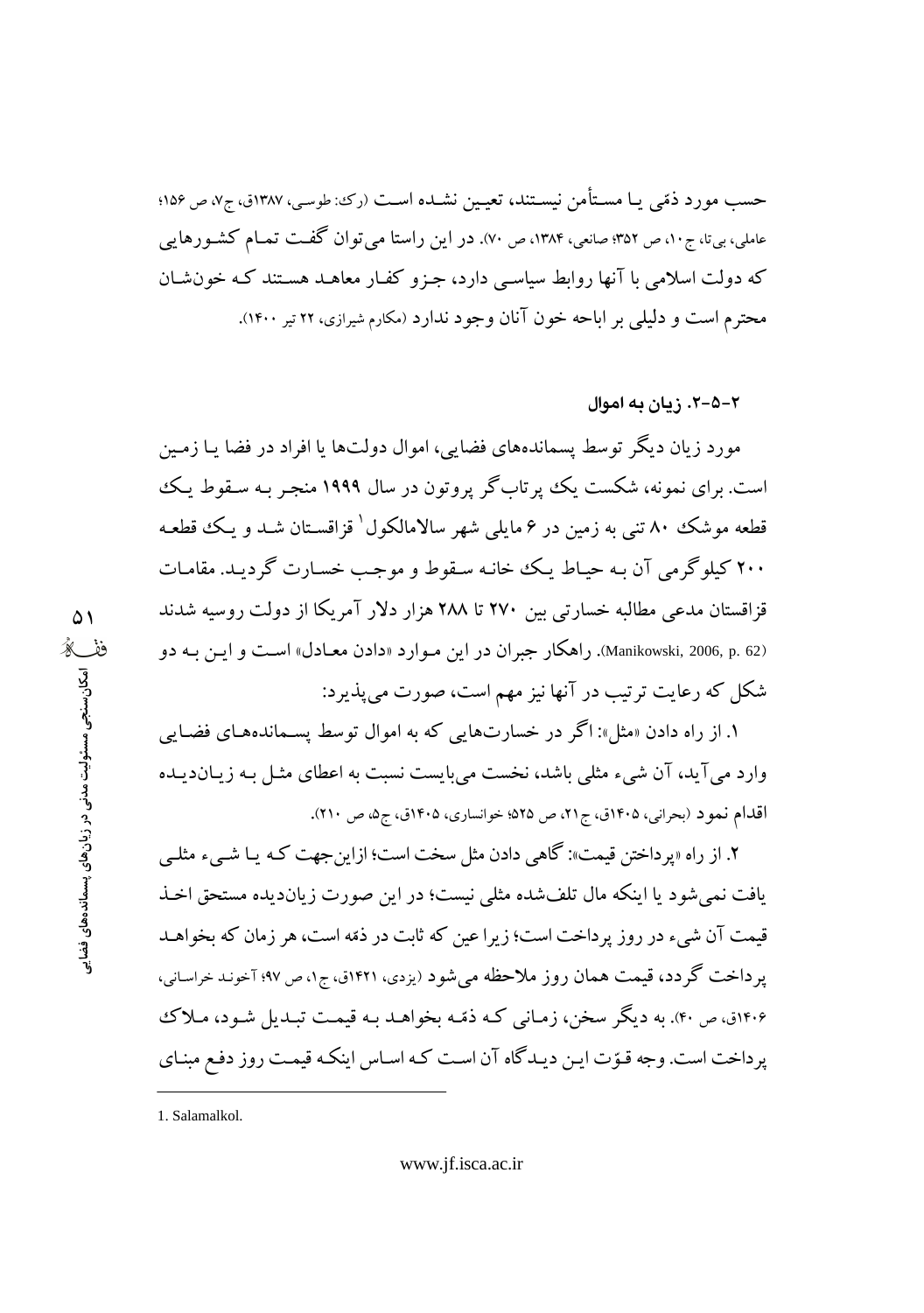حسب مورد ذمّی یا مستأمن نیستند، تعیین نشده است (رک: طوسی، ۱۳۸۷ق، ج۷، ص ۱۵۶؛ عاملی، بی‌تا، ج۱۰، ص ۳۵۲؛ صانعی، ۱۳۸۴، ص ۷۰). در این راستا می‌توان گفت تمام کشورهایی که دولت اسلامی با آنها روابط سیاسی دارد، جزو کفار معاهد هستند که خون‌شان محترم است و دلیلی بر اباحه خون آنان وجود ندارد (مکارم شیرازی، ۲۲ تیر ۱۴۰۰).

### ۲-۵-۲. زیان به اموال

مورد زیان دیگر توسط پسماندهای فضایی، اموال دولت‌ها یا افراد در فضا یا زمین است. برای نمونه، شکست یک پرتاب‌گر پروتون در سال ۱۹۹۹ منجر به سقوط یک قطعه موشک ۸۰ تنی به زمین در ۶ مایلی شهر سالامالکول[1] قزاقستان شد و یک قطعه ۲۰۰ کیلوگرمی آن به حیاط یک خانه سقوط و موجب خسارت گردید. مقامات قزاقستان مدعی مطالبه خسارتی بین ۲۷۰ تا ۲۸۸ هزار دلار آمریکا از دولت روسیه شدند (Manikowski, 2006, p. 62). راهکار جبران در این موارد «دادن معادل» است و این به دو شکل که رعایت ترتیب در آنها نیز مهم است، صورت می‌پذیرد:

۱. از راه دادن «مثل»: اگر در خسارت‌هایی که به اموال توسط پسماندهای فضایی وارد می‌آید، آن شیء مثلی باشد، نخست می‌بایست نسبت به اعطای مثل به زیان‌دیده اقدام نمود (بحرانی، ۱۴۰۵ق، ج۲۱، ص ۵۲۵؛ خوانساری، ۱۴۰۵ق، ج۵، ص ۲۱۰).

۲. از راه «پرداختن قیمت»: گاهی دادن مثل سخت است؛ ازاین‌جهت که یا شیء مثلی یافت نمی‌شود یا اینکه مال تلف‌شده مثلی نیست؛ در این صورت زیان‌دیده مستحق اخذ قیمت آن شیء در روز پرداخت است؛ زیرا عین که ثابت در ذمّه است، هر زمان که بخواهد پرداخت گردد، قیمت همان روز ملاحظه می‌شود (یزدی، ۱۴۲۱ق، ج۱، ص ۹۷؛ آخوند خراسانی، ۱۴۰۶ق، ص ۴۰). به دیگر سخن، زمانی که ذمّه بخواهد به قیمت تبدیل شود، ملاک پرداخت است. وجه قوّت این دیدگاه آن است که اساس اینکه قیمت روز دفع مبنای

---

1. Salamalkol.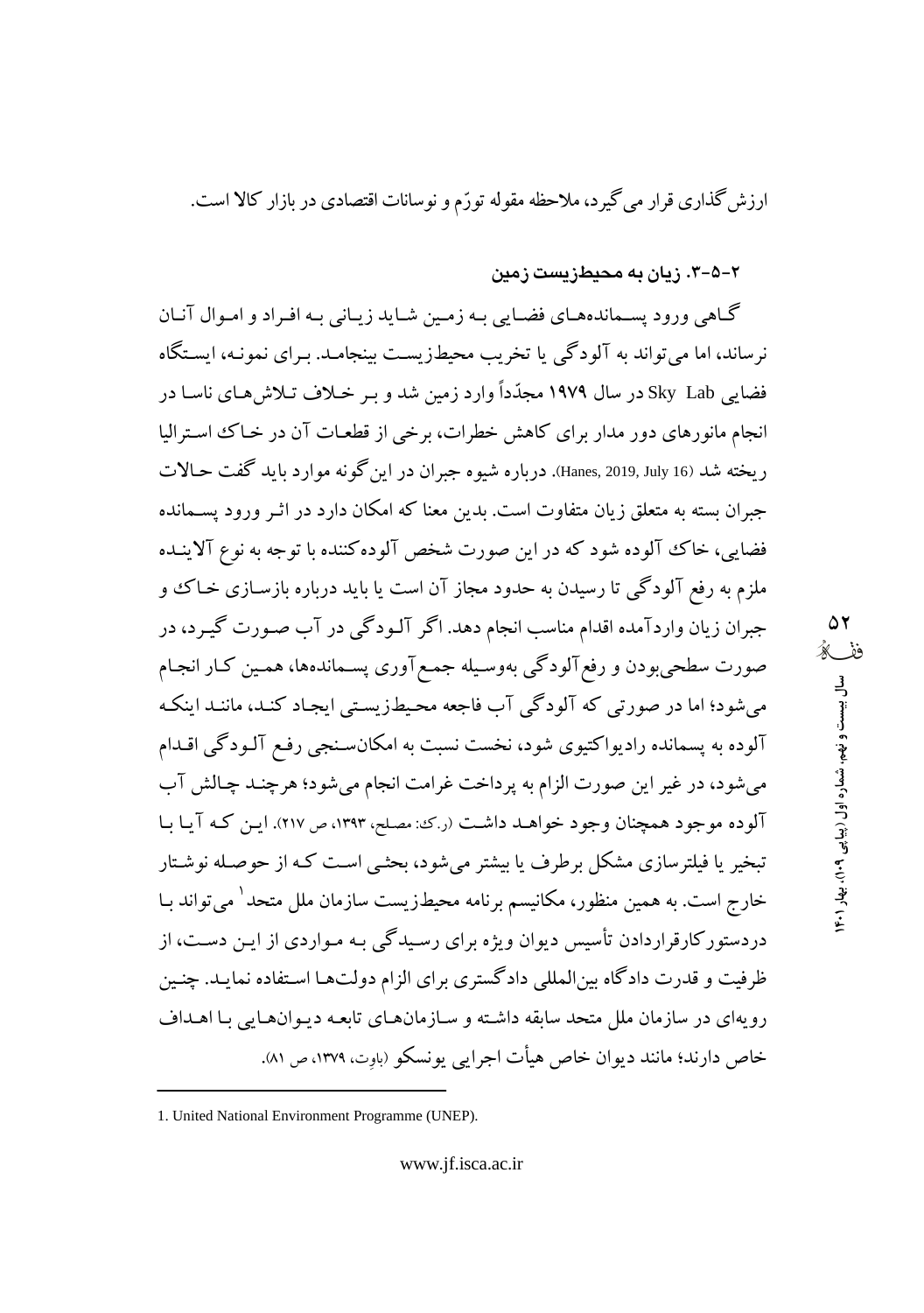ارزش‌گذاری قرار می‌گیرد، ملاحظه مقوله تورّم و نوسانات اقتصادی در بازار کالا است.

### ۲-۵-۳. زیان به محیط‌زیست زمین

گاهی ورود پسماندهای فضایی به زمین شاید زیانی به افراد و اموال آنان نرساند، اما می‌تواند به آلودگی یا تخریب محیط‌زیست بینجامد. برای نمونه، ایستگاه فضایی Sky Lab در سال ۱۹۷۹ مجدّداً وارد زمین شد و بر خلاف تلاش‌های ناسا در انجام مانورهای دور مدار برای کاهش خطرات، برخی از قطعات آن در خاک استرالیا ریخته شد (Hanes, 2019, July 16). درباره شیوه جبران در این‌گونه موارد باید گفت حالات جبران بسته به متعلق زیان متفاوت است. بدین معنا که امکان دارد در اثر ورود پسمانده فضایی، خاک آلوده شود که در این صورت شخص آلوده‌کننده با توجه به نوع آلاینده ملزم به رفع آلودگی تا رسیدن به حدود مجاز آن است یا باید درباره بازسازی خاک و جبران زیان واردآمده اقدام مناسب انجام دهد. اگر آلودگی در آب صورت گیرد، در صورت سطحی‌بودن و رفع‌آلودگی به‌وسیله جمع‌آوری پسماندها، همین کار انجام می‌شود؛ اما در صورتی که آلودگی آب فاجعه محیط‌زیستی ایجاد کند، مانند اینکه آلوده به پسمانده رادیواکتیوی شود، نخست نسبت به امکان‌سنجی رفع آلودگی اقدام می‌شود، در غیر این صورت الزام به پرداخت غرامت انجام می‌شود؛ هرچند چالش آب آلوده موجود همچنان وجود خواهد داشت (ر.ک: مصلح، ۱۳۹۳، ص ۲۱۷). این که آیا با تبخیر یا فیلترسازی مشکل برطرف یا بیشتر می‌شود، بحثی است که از حوصله نوشتار خارج است. به همین منظور، مکانیسم برنامه محیط‌زیست سازمان ملل متحد[1] می‌تواند با دردستورکارقراردادن تأسیس دیوان ویژه برای رسیدگی به مواردی از این دست، از ظرفیت و قدرت دادگاه بین‌المللی دادگستری برای الزام دولت‌ها استفاده نماید. چنین رویه‌ای در سازمان ملل متحد سابقه داشته و سازمان‌های تابعه دیوان‌هایی با اهداف خاص دارند؛ مانند دیوان خاص هیأت اجرایی یونسکو (باوِت، ۱۳۷۹، ص ۸۱).

---

1. United National Environment Programme (UNEP).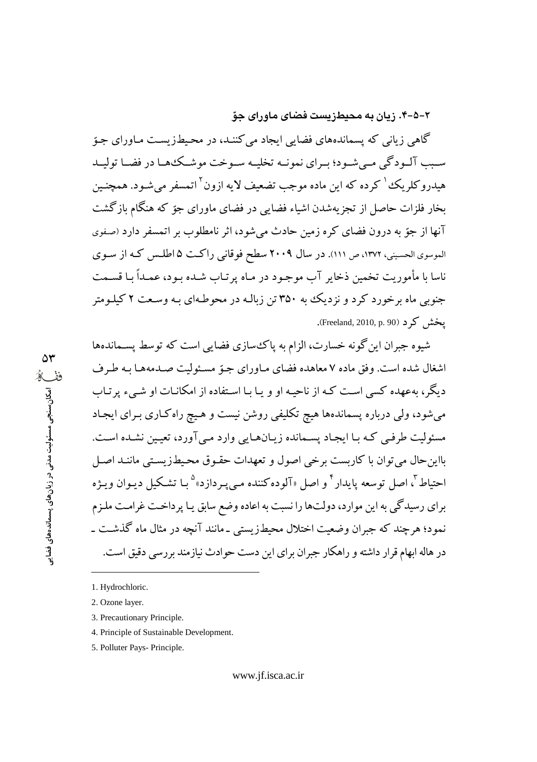### ۲-۵-۴. زیان به محیط‌زیست فضای ماورای جوّ

گاهی زیانی که پسماندهای فضایی ایجاد می‌کنند، در محیط‌زیست ماورای جوّ سبب آلودگی می‌شود؛ برای نمونه تخلیه سوخت موشک‌ها در فضا تولید هیدروکلریک[1] کرده که این ماده موجب تضعیف لایه ازون[2] اتمسفر می‌شود. همچنین بخار فلزات حاصل از تجزیه‌شدن اشیاء فضایی در فضای ماورای جوّ که هنگام بازگشت آنها از جوّ به درون فضای کره زمین حادث می‌شود، اثر نامطلوب بر اتمسفر دارد (صفوی الموسوی الحسینی، ۱۳۷۲، ص ۱۱۱). در سال ۲۰۰۹ سطح فوقانی راکت ۵ اطلس که از سوی ناسا با مأموریت تخمین ذخایر آب موجود در ماه پرتاب شده بود، عمداً با قسمت جنوبی ماه برخورد کرد و نزدیک به ۳۵۰ تن زباله در محوطه‌ای به وسعت ۲ کیلومتر پخش کرد (Freeland, 2010, p. 90).

شیوه جبران این‌گونه خسارت، الزام به پاک‌سازی فضایی است که توسط پسماندها اشغال شده است. وفق ماده ۷ معاهده فضای ماورای جوّ مسئولیت صدمه‌ها به طرف دیگر، به‌عهده کسی است که از ناحیه او و یا با استفاده از امکانات او شیء پرتاب می‌شود، ولی درباره پسماندها هیچ تکلیفی روشن نیست و هیچ راه‌کاری برای ایجاد مسئولیت طرفی که با ایجاد پسمانده زیان‌هایی وارد می‌آورد، تعیین نشده است. بااین‌حال می‌توان با کاربست برخی اصول و تعهدات حقوق محیط‌زیستی مانند اصل احتیاط[3]، اصل توسعه پایدار[4] و اصل «آلوده‌کننده می‌پردازد»[5] با تشکیل دیوان ویژه برای رسیدگی به این موارد، دولت‌ها را نسبت به اعاده وضع سابق یا پرداخت غرامت ملزم نمود؛ هرچند که جبران وضعیت اختلال محیط‌زیستی ـ مانند آنچه در مثال ماه گذشت ـ در هاله ابهام قرار داشته و راهکار جبران برای این دست حوادث نیازمند بررسی دقیق است.

---

1. Hydrochloric.
2. Ozone layer.
3. Precautionary Principle.
4. Principle of Sustainable Development.
5. Polluter Pays- Principle.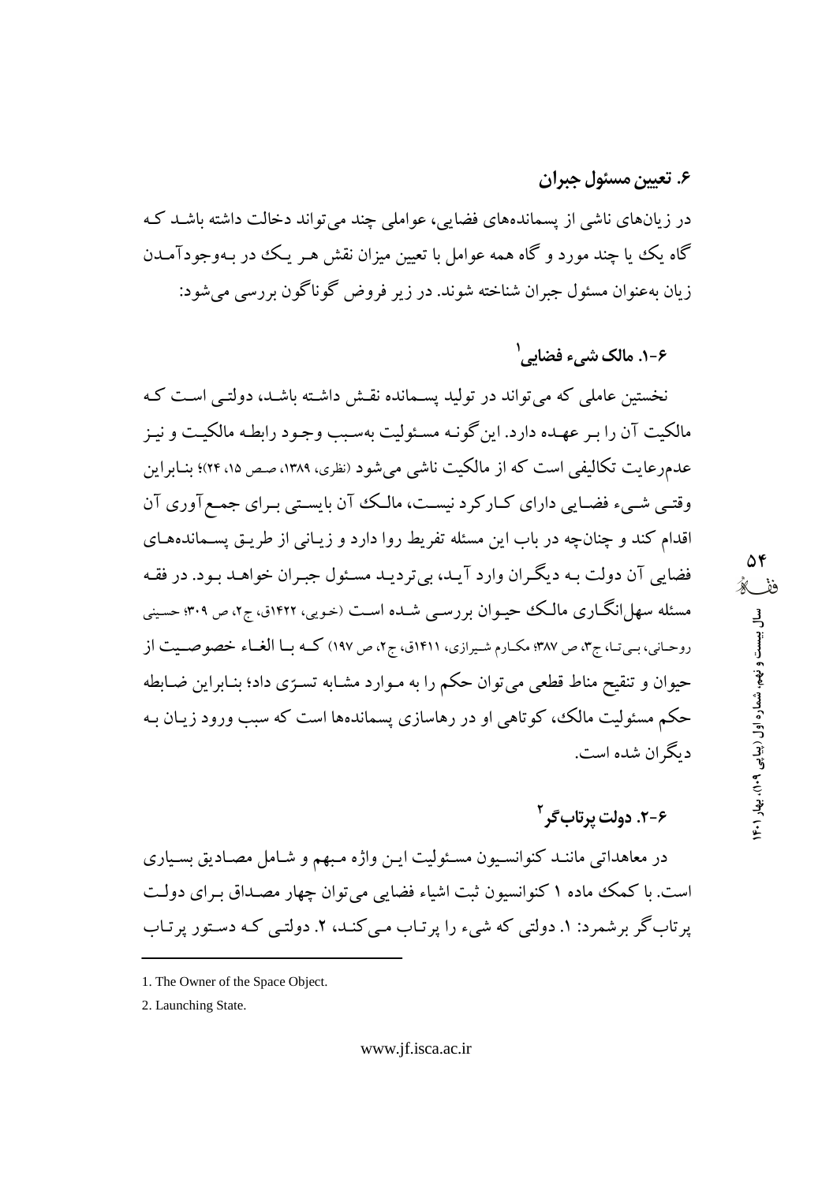## ۶. تعیین مسئول جبران

در زیان‌های ناشی از پسماندهای فضایی، عواملی چند می‌تواند دخالت داشته باشد که گاه یک یا چند مورد و گاه همه عوامل با تعیین میزان نقش هر یک در به‌وجودآمدن زیان به‌عنوان مسئول جبران شناخته شوند. در زیر فروض گوناگون بررسی می‌شود:

### ۶-۱. مالک شیء فضایی[1]

نخستین عاملی که می‌تواند در تولید پسمانده نقش داشته باشد، دولتی است که مالکیت آن را بر عهده دارد. این‌گونه مسئولیت به‌سبب وجود رابطه مالکیت و نیز عدم‌رعایت تکالیفی است که از مالکیت ناشی می‌شود (نظری، ۱۳۸۹، صص ۱۵، ۲۴)؛ بنابراین وقتی شیء فضایی دارای کارکرد نیست، مالک آن بایستی برای جمع‌آوری آن اقدام کند و چنان‌چه در باب این مسئله تفریط روا دارد و زیانی از طریق پسماندهای فضایی آن دولت به دیگران وارد آید، بی‌تردید مسئول جبران خواهد بود. در فقه مسئله سهل‌انگاری مالک حیوان بررسی شده است (خویی، ۱۴۲۲ق، ج۲، ص ۳۰۹؛ حسینی روحانی، بی‌تا، ج۳، ص ۳۸۷؛ مکارم شیرازی، ۱۴۱۱ق، ج۲، ص ۱۹۷) که با الغاء خصوصیت از حیوان و تنقیح مناط قطعی می‌توان حکم را به موارد مشابه تسرّی داد؛ بنابراین ضابطه حکم مسئولیت مالک، کوتاهی او در رهاسازی پسماندهاست که سبب ورود زیان به دیگران شده است.

### ۶-۲. دولت پرتاب‌گر[2]

در معاهداتی مانند کنوانسیون مسئولیت این واژه مبهم و شامل مصادیق بسیاری است. با کمک ماده ۱ کنوانسیون ثبت اشیاء فضایی می‌توان چهار مصداق برای دولت پرتاب‌گر برشمرد: ۱. دولتی که شیء را پرتاب می‌کند، ۲. دولتی که دستور پرتاب

---

1. The Owner of the Space Object.

2. Launching State.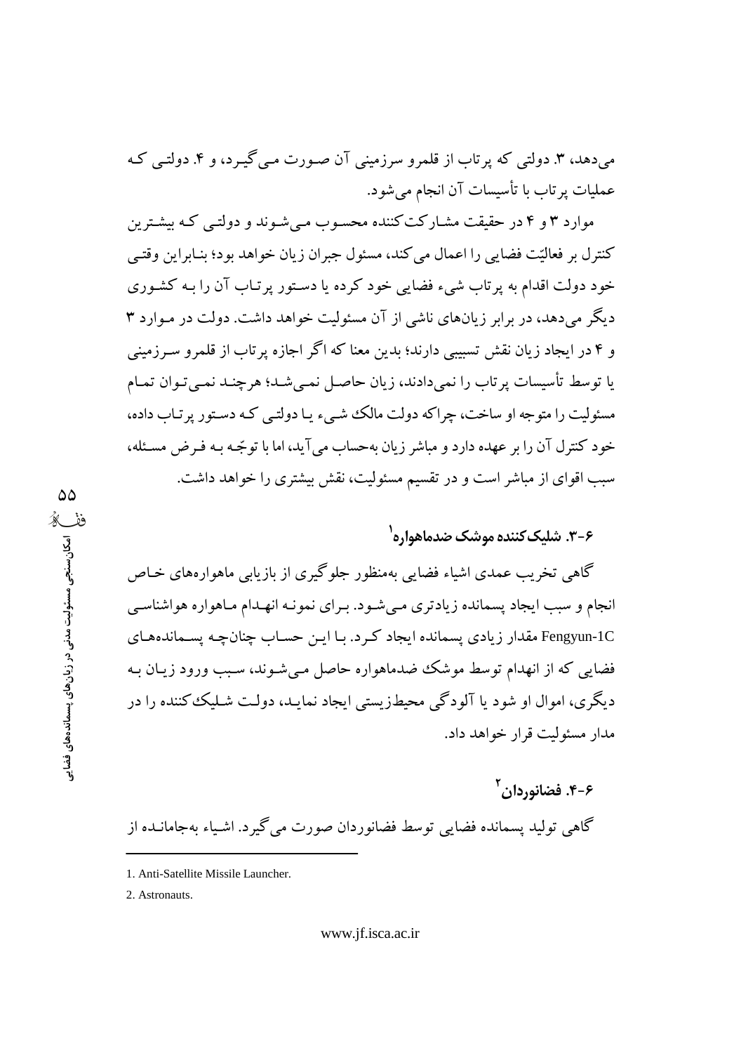می‌دهد، ۳. دولتی که پرتاب از قلمرو سرزمینی آن صورت می‌گیرد، و ۴. دولتی که عملیات پرتاب با تأسیسات آن انجام می‌شود.

موارد ۳ و ۴ در حقیقت مشارکت‌کننده محسوب می‌شوند و دولتی که بیشترین کنترل بر فعالیّت فضایی را اعمال می‌کند، مسئول جبران زیان خواهد بود؛ بنابراین وقتی خود دولت اقدام به پرتاب شیء فضایی خود کرده یا دستور پرتاب آن را به کشوری دیگر می‌دهد، در برابر زیان‌های ناشی از آن مسئولیت خواهد داشت. دولت در موارد ۳ و ۴ در ایجاد زیان نقش تسبیبی دارند؛ بدین معنا که اگر اجازه پرتاب از قلمرو سرزمینی یا توسط تأسیسات پرتاب را نمی‌دادند، زیان حاصل نمی‌شد؛ هرچند نمی‌توان تمام مسئولیت را متوجه او ساخت، چراکه دولت مالک شیء یا دولتی که دستور پرتاب داده، خود کنترل آن را بر عهده دارد و مباشر زیان به‌حساب می‌آید، اما با توجّه به فرض مسئله، سبب اقوای از مباشر است و در تقسیم مسئولیت، نقش بیشتری را خواهد داشت.

### ۶-۳. شلیک‌کننده موشک ضدماهواره[1]

گاهی تخریب عمدی اشیاء فضایی به‌منظور جلوگیری از بازیابی ماهواره‌های خاص انجام و سبب ایجاد پسمانده زیادتری می‌شود. برای نمونه انهدام ماهواره هواشناسی Fengyun-1C مقدار زیادی پسمانده ایجاد کرد. با این حساب چنان‌چه پسمانده‌های فضایی که از انهدام توسط موشک ضدماهواره حاصل می‌شوند، سبب ورود زیان به دیگری، اموال او شود یا آلودگی محیط‌زیستی ایجاد نماید، دولت شلیک‌کننده را در مدار مسئولیت قرار خواهد داد.

### ۶-۴. فضانوردان[2]

گاهی تولید پسمانده فضایی توسط فضانوردان صورت می‌گیرد. اشیاء به‌جامانده از

---

1. Anti-Satellite Missile Launcher.
2. Astronauts.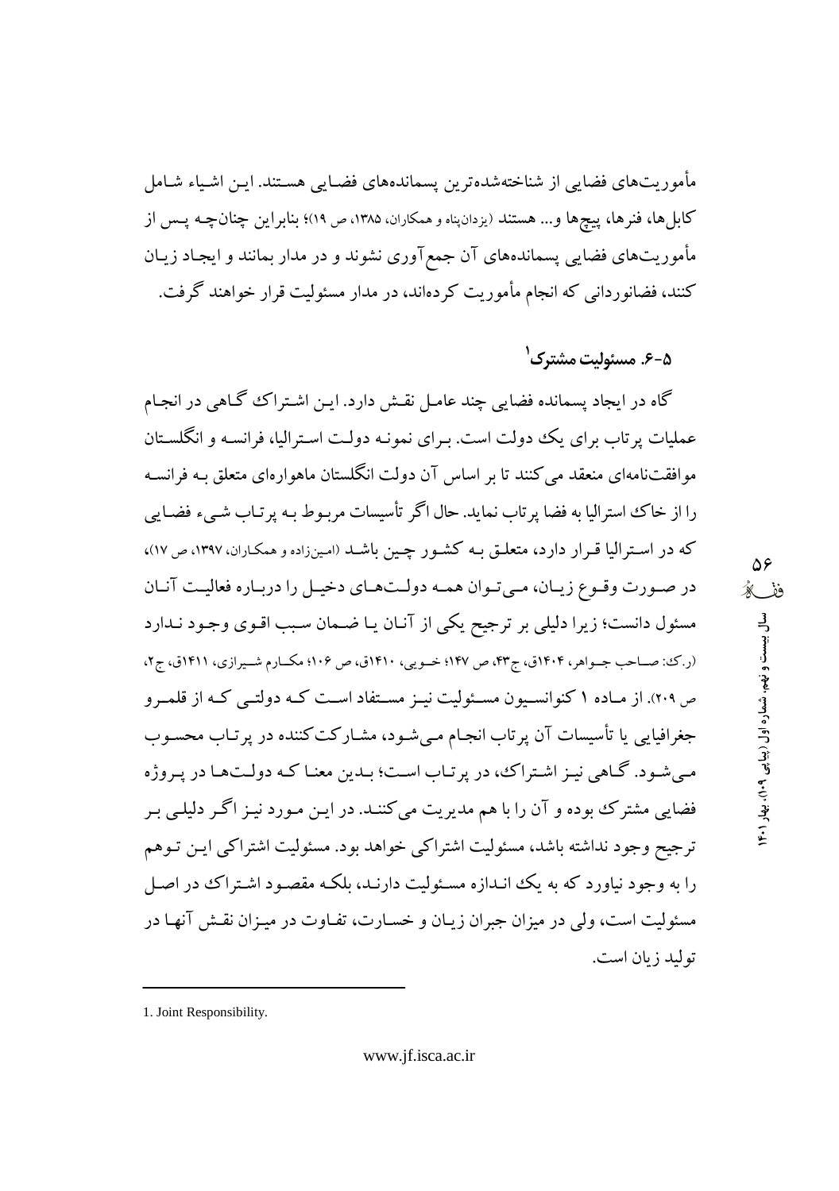مأموریت‌های فضایی از شناخته‌شده‌ترین پسماندهای فضایی هستند. این اشیاء شامل کابل‌ها، فنرها، پیچ‌ها و... هستند (یزدان‌پناه و همکاران، ۱۳۸۵، ص ۱۹)؛ بنابراین چنان‌چه پس از مأموریت‌های فضایی پسماندهای آن جمع‌آوری نشوند و در مدار بمانند و ایجاد زیان کنند، فضانوردانی که انجام مأموریت کرده‌اند، در مدار مسئولیت قرار خواهند گرفت.

### ۵-۶. مسئولیت مشترک[1]

گاه در ایجاد پسمانده فضایی چند عامل نقش دارد. این اشتراک گاهی در انجام عملیات پرتاب برای یک دولت است. برای نمونه دولت استرالیا، فرانسه و انگلستان موافقت‌نامه‌ای منعقد می‌کنند تا بر اساس آن دولت انگلستان ماهواره‌ای متعلق به فرانسه را از خاک استرالیا به فضا پرتاب نماید. حال اگر تأسیسات مربوط به پرتاب شیء فضایی که در استرالیا قرار دارد، متعلق به کشور چین باشد (امین‌زاده و همکاران، ۱۳۹۷، ص ۱۷)، در صورت وقوع زیان، می‌توان همه دولت‌های دخیل را درباره فعالیت آنان مسئول دانست؛ زیرا دلیلی بر ترجیح یکی از آنان یا ضمان سبب اقوی وجود ندارد (ر.ک: صاحب جواهر، ۱۴۰۴ق، ج۴۳، ص ۱۴۷؛ خویی، ۱۴۱۰ق، ص ۱۰۶؛ مکارم شیرازی، ۱۴۱۱ق، ج۲، ص ۲۰۹). از ماده ۱ کنوانسیون مسئولیت نیز مستفاد است که دولتی که از قلمرو جغرافیایی یا تأسیسات آن پرتاب انجام می‌شود، مشارکت‌کننده در پرتاب محسوب می‌شود. گاهی نیز اشتراک، در پرتاب است؛ بدین معنا که دولت‌ها در پروژه فضایی مشترک بوده و آن را با هم مدیریت می‌کنند. در این مورد نیز اگر دلیلی بر ترجیح وجود نداشته باشد، مسئولیت اشتراکی خواهد بود. مسئولیت اشتراکی این توهم را به وجود نیاورد که به یک اندازه مسئولیت دارند، بلکه مقصود اشتراک در اصل مسئولیت است، ولی در میزان جبران زیان و خسارت، تفاوت در میزان نقش آنها در تولید زیان است.

---

1. Joint Responsibility.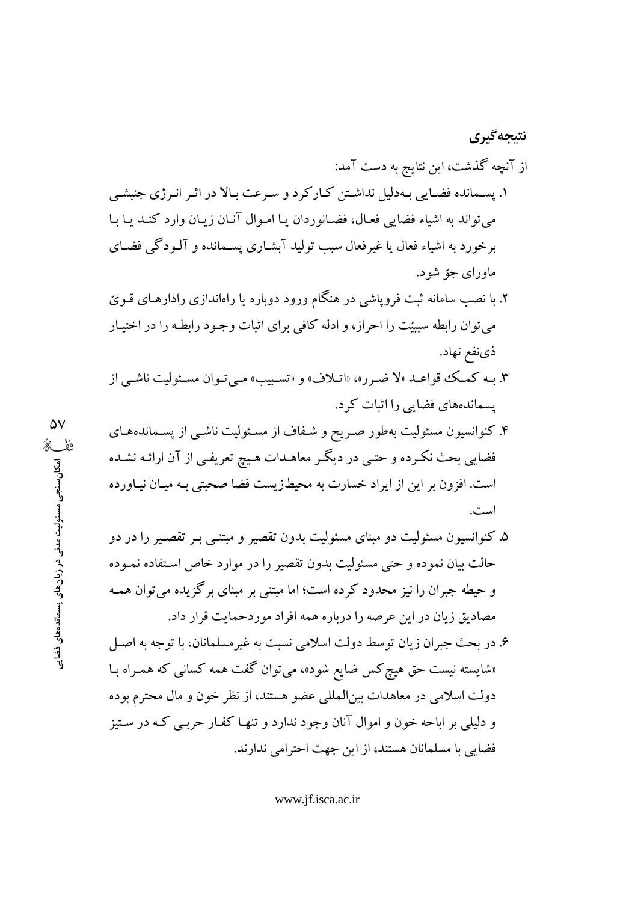## نتیجه‌گیری

از آنچه گذشت، این نتایج به دست آمد:

۱. پسمانده فضایی به‌دلیل نداشتن کارکرد و سرعت بالا در اثر انرژی جنبشی می‌تواند به اشیاء فضایی فعال، فضانوردان یا اموال آنان زیان وارد کند یا با برخورد به اشیاء فعال یا غیرفعال سبب تولید آبشاری پسمانده و آلودگی فضای ماورای جوّ شود.

۲. با نصب سامانه ثبت فروپاشی در هنگام ورود دوباره یا راه‌اندازی رادارهای قویّ می‌توان رابطه سببیّت را احراز، و ادله کافی برای اثبات وجود رابطه را در اختیار ذی‌نفع نهاد.

۳. به کمک قواعد «لا ضرر»، «اتلاف» و «تسبیب» می‌توان مسئولیت ناشی از پسمانده‌های فضایی را اثبات کرد.

۴. کنوانسیون مسئولیت به‌طور صریح و شفاف از مسئولیت ناشی از پسمانده‌های فضایی بحث نکرده و حتی در دیگر معاهدات هیچ تعریفی از آن ارائه نشده است. افزون بر این از ایراد خسارت به محیط‌زیست فضا صحبتی به میان نیاورده است.

۵. کنوانسیون مسئولیت دو مبنای مسئولیت بدون تقصیر و مبتنی بر تقصیر را در دو حالت بیان نموده و حتی مسئولیت بدون تقصیر را در موارد خاص استفاده نموده و حیطه جبران را نیز محدود کرده است؛ اما مبتنی بر مبنای برگزیده می‌توان همه مصادیق زیان در این عرصه را درباره همه افراد موردحمایت قرار داد.

۶. در بحث جبران زیان توسط دولت اسلامی نسبت به غیرمسلمانان، با توجه به اصل «شایسته نیست حق هیچ‌کس ضایع شود»، می‌توان گفت همه کسانی که همراه با دولت اسلامی در معاهدات بین‌المللی عضو هستند، از نظر خون و مال محترم بوده و دلیلی بر اباحه خون و اموال آنان وجود ندارد و تنها کفار حربی که در ستیز فضایی با مسلمانان هستند، از این جهت احترامی ندارند.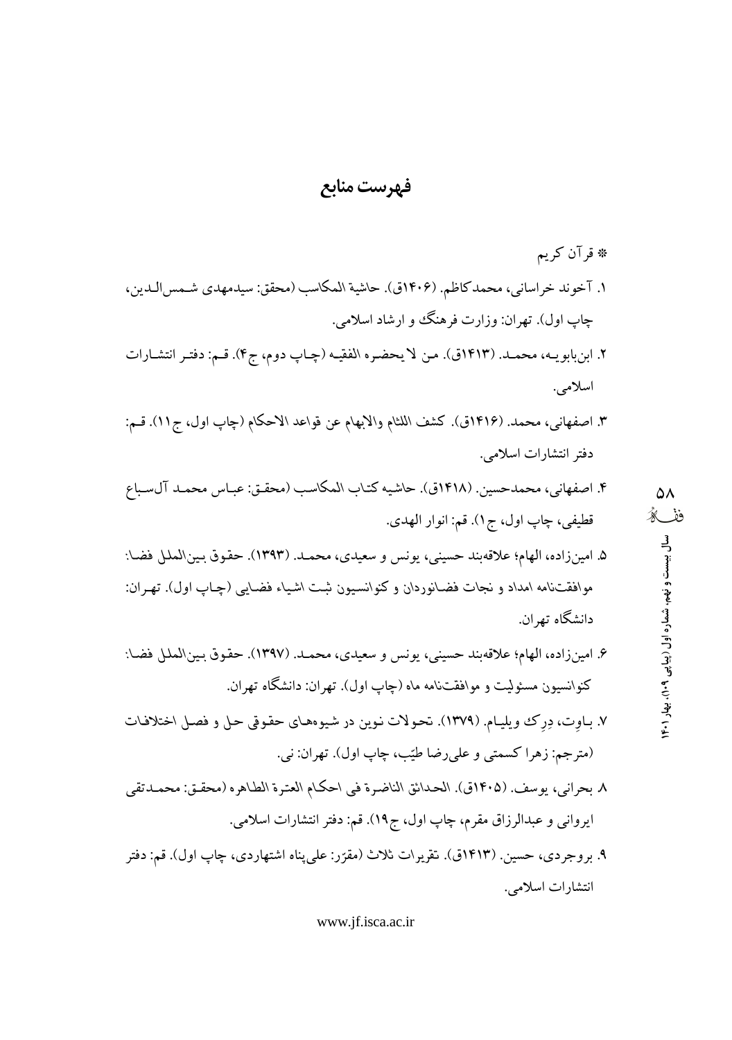# فهرست منابع

* قرآن کریم

۱. آخوند خراسانی، محمدکاظم. (۱۴۰۶ق). حاشیة المکاسب (محقق: سیدمهدی شمس‌الدین، چاپ اول). تهران: وزارت فرهنگ و ارشاد اسلامی.

۲. ابن‌بابویه، محمد. (۱۴۱۳ق). من لا یحضره الفقیه (چاپ دوم، ج۴). قم: دفتر انتشارات اسلامی.

۳. اصفهانی، محمد. (۱۴۱۶ق). کشف اللثام والابهام عن قواعد الاحکام (چاپ اول، ج۱۱). قم: دفتر انتشارات اسلامی.

۴. اصفهانی، محمدحسین. (۱۴۱۸ق). حاشیه کتاب المکاسب (محقق: عباس محمد آل‌سباع قطیفی، چاپ اول، ج۱). قم: انوار الهدی.

۵. امین‌زاده، الهام؛ علاقه‌بند حسینی، یونس و سعیدی، محمد. (۱۳۹۳). حقوق بین‌الملل فضا: موافقت‌نامه امداد و نجات فضانوردان و کنوانسیون ثبت اشیاء فضایی (چاپ اول). تهران: دانشگاه تهران.

۶. امین‌زاده، الهام؛ علاقه‌بند حسینی، یونس و سعیدی، محمد. (۱۳۹۷). حقوق بین‌الملل فضا: کنوانسیون مسئولیت و موافقت‌نامه ماه (چاپ اول). تهران: دانشگاه تهران.

۷. باوِت، دِرِک ویلیام. (۱۳۷۹). تحولات نوین در شیوه‌های حقوقی حل و فصل اختلافات (مترجم: زهرا کسمتی و علی‌رضا طیّب، چاپ اول). تهران: نی.

۸. بحرانی، یوسف. (۱۴۰۵ق). الحدائق الناضرة فی احکام العترة الطاهره (محقق: محمدتقی ایروانی و عبدالرزاق مقرم، چاپ اول، ج۱۹). قم: دفتر انتشارات اسلامی.

۹. بروجردی، حسین. (۱۴۱۳ق). تقریرات ثلاث (مقرّر: علی‌پناه اشتهاردی، چاپ اول). قم: دفتر انتشارات اسلامی.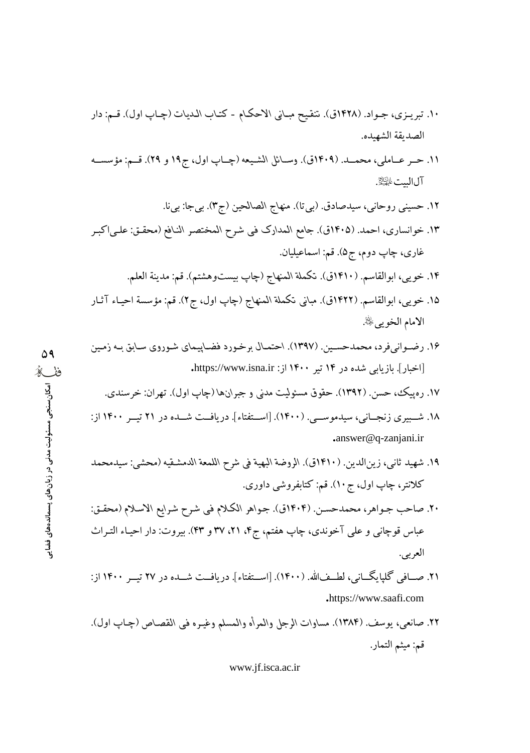۱۰. تبریزی، جواد. (۱۴۲۸ق). تنقیح مبانی الاحکام - کتاب الدیات (چاپ اول). قم: دار الصدیقة الشهیده.

۱۱. حر عاملی، محمد. (۱۴۰۹ق). وسائل الشیعه (چاپ اول، ج۱۹ و ۲۹). قم: مؤسسه آل‌البیت علیهم‌السلام.

۱۲. حسینی روحانی، سیدصادق. (بی‌تا). منهاج الصالحین (ج۳). بی‌جا: بی‌نا.

۱۳. خوانساری، احمد. (۱۴۰۵ق). جامع المدارک فی شرح المختصر النافع (محقق: علی‌اکبر غاری، چاپ دوم، ج۵). قم: اسماعیلیان.

۱۴. خویی، ابوالقاسم. (۱۴۱۰ق). تکملة المنهاج (چاپ بیست‌وهشتم). قم: مدینة العلم.

۱۵. خویی، ابوالقاسم. (۱۴۲۲ق). مبانی تکملة المنهاج (چاپ اول، ج۲). قم: مؤسسة احیاء آثار الامام الخویی رحمه‌الله.

۱۶. رضوانی‌فرد، محمدحسین. (۱۳۹۷). احتمال برخورد فضاپیمای شوروی سابق به زمین [اخبار]. بازیابی شده در ۱۴ تیر ۱۴۰۰ از: https://www.isna.ir.

۱۷. ره‌پیک، حسن. (۱۳۹۲). حقوق مسئولیت مدنی و جبران‌ها (چاپ اول). تهران: خرسندی.

۱۸. شبیری زنجانی، سیدموسی. (۱۴۰۰). [استفتاء]. دریافت شده در ۲۱ تیر ۱۴۰۰ از: answer@q-zanjani.ir.

۱۹. شهید ثانی، زین‌الدین. (۱۴۱۰ق). الروضة البهیة فی شرح اللمعة الدمشقیه (محشی: سیدمحمد کلانتر، چاپ اول، ج۱۰). قم: کتابفروشی داوری.

۲۰. صاحب جواهر، محمدحسن. (۱۴۰۴ق). جواهر الکلام فی شرح شرایع الاسلام (محقق: عباس قوچانی و علی آخوندی، چاپ هفتم، ج۴، ۲۱، ۳۷ و ۴۳). بیروت: دار احیاء التراث العربی.

۲۱. صافی گلپایگانی، لطف‌الله. (۱۴۰۰). [استفتاء]. دریافت شده در ۲۷ تیر ۱۴۰۰ از: https://www.saafi.com.

۲۲. صانعی، یوسف. (۱۳۸۴). مساوات الرجل والمرأه والمسلم وغیره فی القصاص (چاپ اول). قم: میثم التمار.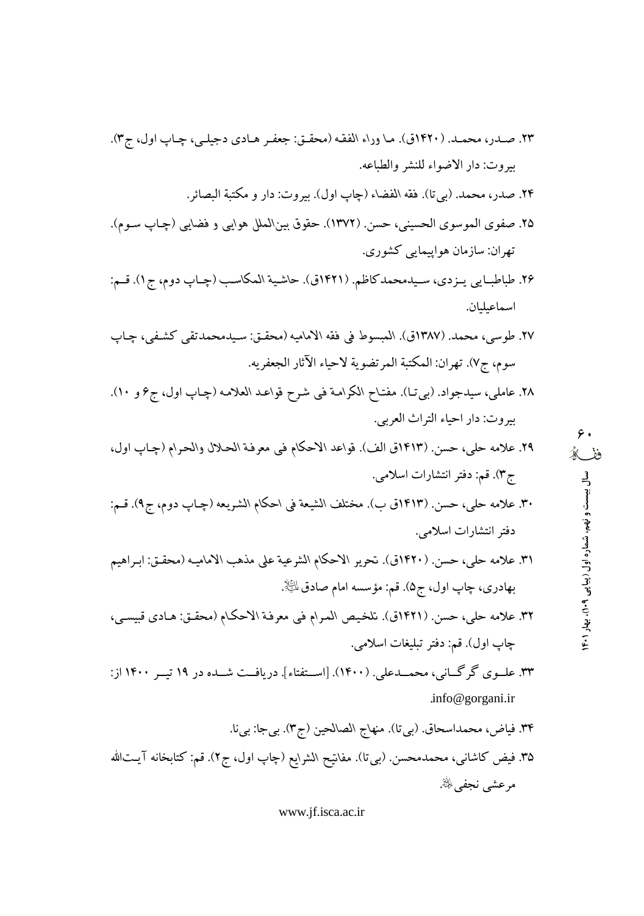۲۳. صدر، محمد. (۱۴۲۰ق). ما وراء الفقه (محقق: جعفر هادی دجیلی، چاپ اول، ج۳). بیروت: دار الاضواء للنشر والطباعه.

۲۴. صدر، محمد. (بی‌تا). فقه الفضاء (چاپ اول). بیروت: دار و مکتبة البصائر.

۲۵. صفوی الموسوی الحسینی، حسن. (۱۳۷۲). حقوق بین‌الملل هوایی و فضایی (چاپ سوم). تهران: سازمان هواپیمایی کشوری.

۲۶. طباطبایی یزدی، سیدمحمدکاظم. (۱۴۲۱ق). حاشیة المکاسب (چاپ دوم، ج۱). قم: اسماعیلیان.

۲۷. طوسی، محمد. (۱۳۸۷ق). المبسوط فی فقه الامامیه (محقق: سیدمحمدتقی کشفی، چاپ سوم، ج۷). تهران: المکتبة المرتضویة لاحیاء الآثار الجعفریه.

۲۸. عاملی، سیدجواد. (بی‌تا). مفتاح الکرامة فی شرح قواعد العلامه (چاپ اول، ج۶ و ۱۰). بیروت: دار احیاء التراث العربی.

۲۹. علامه حلی، حسن. (۱۴۱۳ق الف). قواعد الاحکام فی معرفة الحلال والحرام (چاپ اول، ج۳). قم: دفتر انتشارات اسلامی.

۳۰. علامه حلی، حسن. (۱۴۱۳ق ب). مختلف الشیعة فی احکام الشریعه (چاپ دوم، ج۹). قم: دفتر انتشارات اسلامی.

۳۱. علامه حلی، حسن. (۱۴۲۰ق). تحریر الاحکام الشرعیة علی مذهب الامامیه (محقق: ابراهیم بهادری، چاپ اول، ج۵). قم: مؤسسه امام صادق علیه‌السلام.

۳۲. علامه حلی، حسن. (۱۴۲۱ق). تلخیص المرام فی معرفة الاحکام (محقق: هادی قبیسی، چاپ اول). قم: دفتر تبلیغات اسلامی.

۳۳. علوی گرگانی، محمدعلی. (۱۴۰۰). [استفتاء]. دریافت شده در ۱۹ تیر ۱۴۰۰ از: info@gorgani.ir.

۳۴. فیاض، محمداسحاق. (بی‌تا). منهاج الصالحین (ج۳). بی‌جا: بی‌نا.

۳۵. فیض کاشانی، محمدمحسن. (بی‌تا). مفاتیح الشرایع (چاپ اول، ج۲). قم: کتابخانه آیت‌الله مرعشی نجفی رحمه‌الله.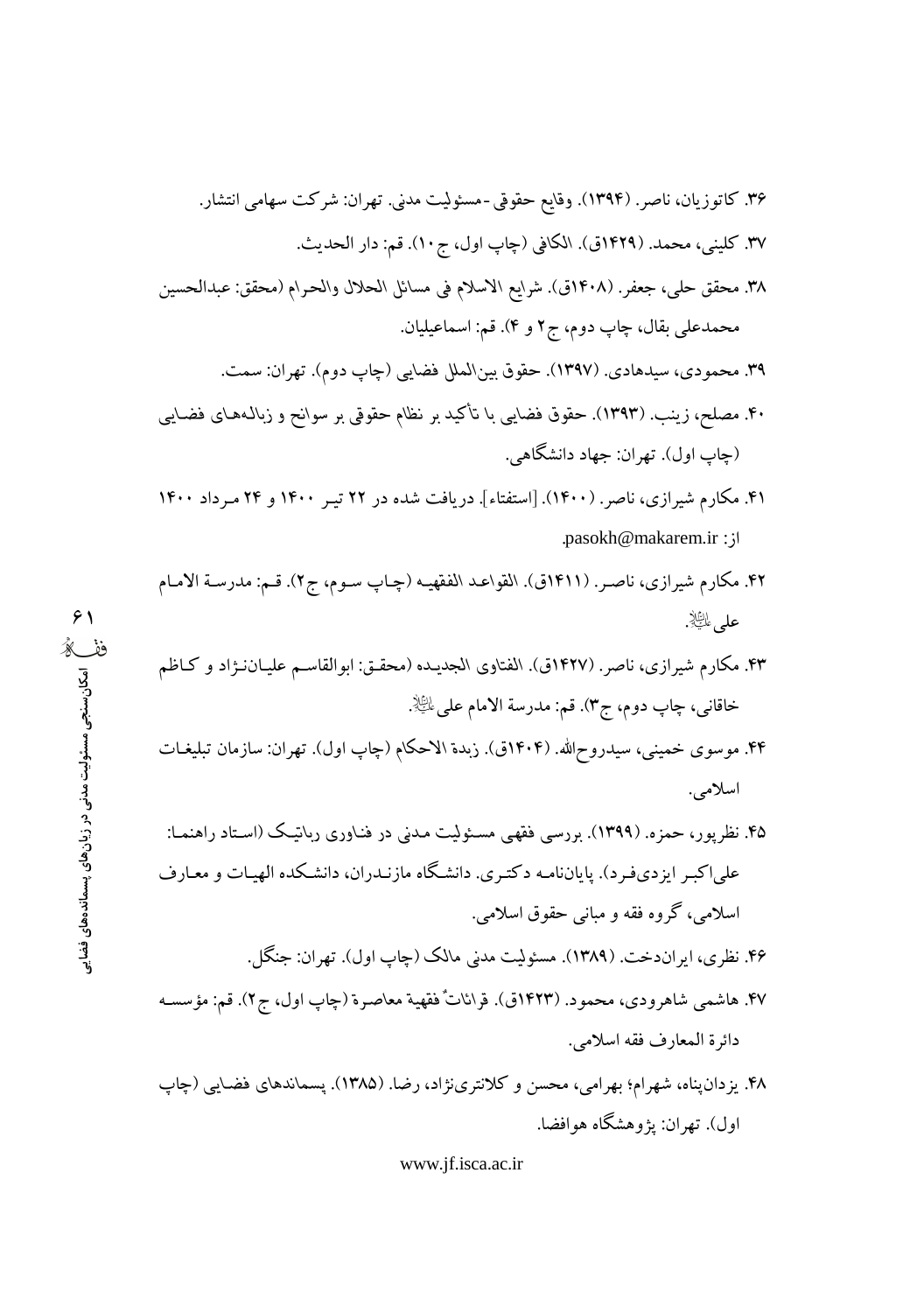۳۶. کاتوزیان، ناصر. (۱۳۹۴). وقایع حقوقی-مسئولیت مدنی. تهران: شرکت سهامی انتشار.

۳۷. کلینی، محمد. (۱۴۲۹ق). الکافی (چاپ اول، ج۱۰). قم: دار الحدیث.

۳۸. محقق حلی، جعفر. (۱۴۰۸ق). شرایع الاسلام فی مسائل الحلال والحرام (محقق: عبدالحسین محمدعلی بقال، چاپ دوم، ج۲ و ۴). قم: اسماعیلیان.

۳۹. محمودی، سیدهادی. (۱۳۹۷). حقوق بین‌الملل فضایی (چاپ دوم). تهران: سمت.

۴۰. مصلح، زینب. (۱۳۹۳). حقوق فضایی با تأکید بر نظام حقوقی بر سوانح و زباله‌های فضایی (چاپ اول). تهران: جهاد دانشگاهی.

۴۱. مکارم شیرازی، ناصر. (۱۴۰۰). [استفتاء]. دریافت شده در ۲۲ تیر ۱۴۰۰ و ۲۴ مرداد ۱۴۰۰ از: pasokh@makarem.ir.

۴۲. مکارم شیرازی، ناصر. (۱۴۱۱ق). القواعد الفقهیه (چاپ سوم، ج۲). قم: مدرسة الامام علی علیه‌السلام.

۴۳. مکارم شیرازی، ناصر. (۱۴۲۷ق). الفتاوی الجدیده (محقق: ابوالقاسم علیان‌نژاد و کاظم خاقانی، چاپ دوم، ج۳). قم: مدرسة الامام علی علیه‌السلام.

۴۴. موسوی خمینی، سیدروح‌الله. (۱۴۰۴ق). زبدة الاحکام (چاپ اول). تهران: سازمان تبلیغات اسلامی.

۴۵. نظرپور، حمزه. (۱۳۹۹). بررسی فقهی مسئولیت مدنی در فناوری رباتیک (استاد راهنما: علی‌اکبر ایزدی‌فرد). پایان‌نامه دکتری. دانشگاه مازندران، دانشکده الهیات و معارف اسلامی، گروه فقه و مبانی حقوق اسلامی.

۴۶. نظری، ایراندخت. (۱۳۸۹). مسئولیت مدنی مالک (چاپ اول). تهران: جنگل.

۴۷. هاشمی شاهرودی، محمود. (۱۴۲۳ق). قرائاتٌ فقهیة معاصرة (چاپ اول، ج۲). قم: مؤسسه دائرة المعارف فقه اسلامی.

۴۸. یزدان‌پناه، شهرام؛ بهرامی، محسن و کلانتری‌نژاد، رضا. (۱۳۸۵). پسماندهای فضایی (چاپ اول). تهران: پژوهشگاه هوافضا.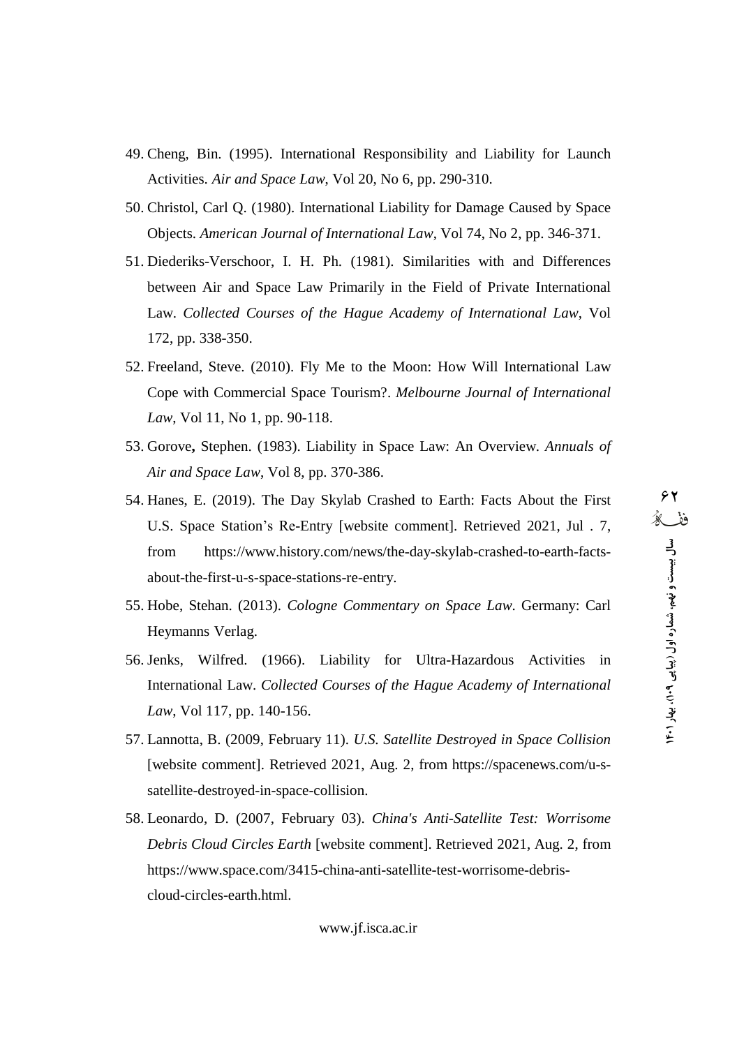49. Cheng, Bin. (1995). International Responsibility and Liability for Launch Activities. *Air and Space Law*, Vol 20, No 6, pp. 290-310.
50. Christol, Carl Q. (1980). International Liability for Damage Caused by Space Objects. *American Journal of International Law*, Vol 74, No 2, pp. 346-371.
51. Diederiks-Verschoor, I. H. Ph. (1981). Similarities with and Differences between Air and Space Law Primarily in the Field of Private International Law. *Collected Courses of the Hague Academy of International Law*, Vol 172, pp. 338-350.
52. Freeland, Steve. (2010). Fly Me to the Moon: How Will International Law Cope with Commercial Space Tourism?. *Melbourne Journal of International Law*, Vol 11, No 1, pp. 90-118.
53. Gorove**,** Stephen. (1983). Liability in Space Law: An Overview. *Annuals of Air and Space Law*, Vol 8, pp. 370-386.
54. Hanes, E. (2019). The Day Skylab Crashed to Earth: Facts About the First U.S. Space Station's Re-Entry [website comment]. Retrieved 2021, Jul . 7, from https://www.history.com/news/the-day-skylab-crashed-to-earth-facts-about-the-first-u-s-space-stations-re-entry.
55. Hobe, Stehan. (2013). *Cologne Commentary on Space Law*. Germany: Carl Heymanns Verlag.
56. Jenks, Wilfred. (1966). Liability for Ultra-Hazardous Activities in International Law. *Collected Courses of the Hague Academy of International Law*, Vol 117, pp. 140-156.
57. Lannotta, B. (2009, February 11). *U.S. Satellite Destroyed in Space Collision* [website comment]. Retrieved 2021, Aug. 2, from https://spacenews.com/u-s-satellite-destroyed-in-space-collision.
58. Leonardo, D. (2007, February 03). *China's Anti-Satellite Test: Worrisome Debris Cloud Circles Earth* [website comment]. Retrieved 2021, Aug. 2, from https://www.space.com/3415-china-anti-satellite-test-worrisome-debris-cloud-circles-earth.html.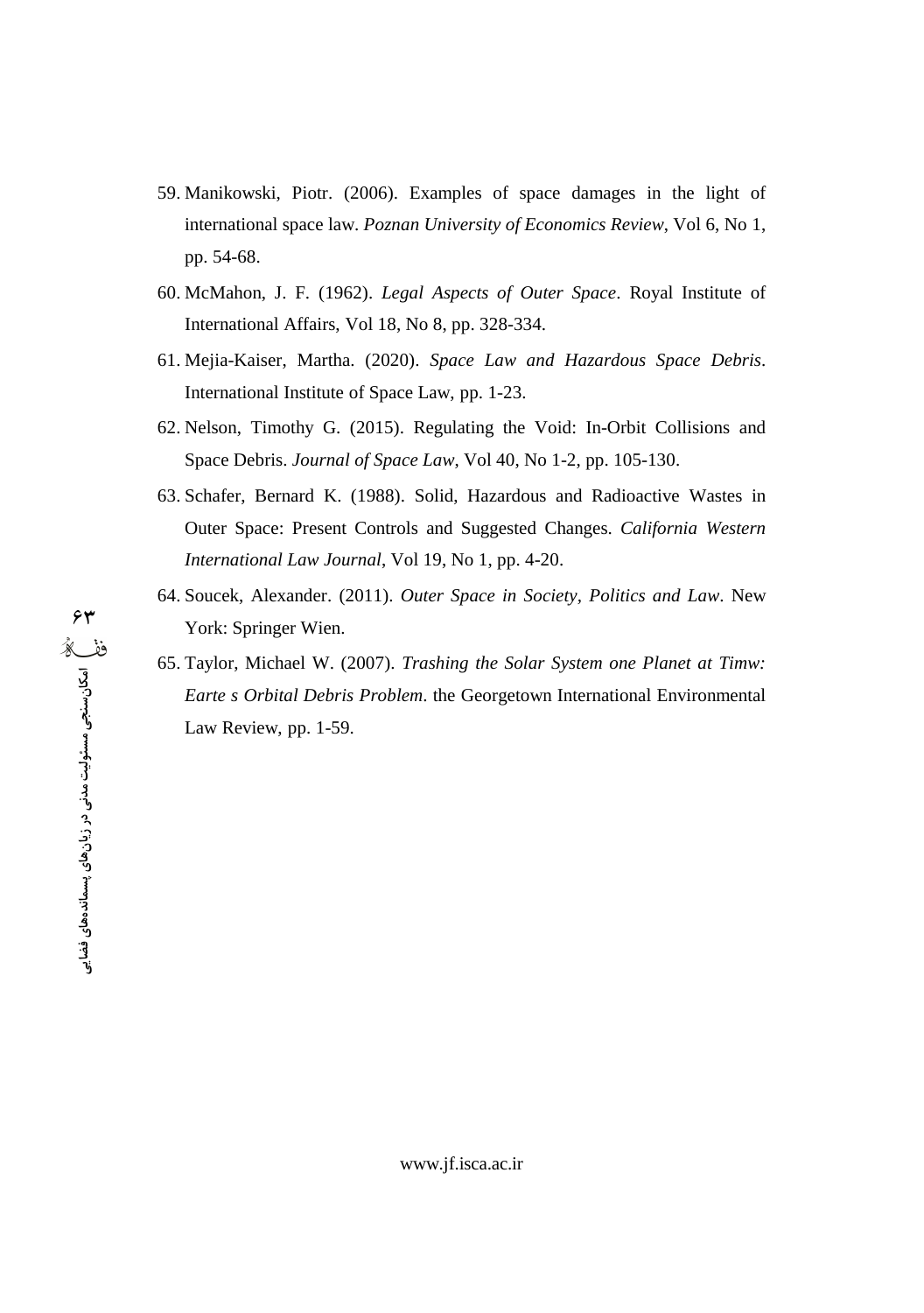59. Manikowski, Piotr. (2006). Examples of space damages in the light of international space law. *Poznan University of Economics Review*, Vol 6, No 1, pp. 54-68.
60. McMahon, J. F. (1962). *Legal Aspects of Outer Space*. Royal Institute of International Affairs, Vol 18, No 8, pp. 328-334.
61. Mejia-Kaiser, Martha. (2020). *Space Law and Hazardous Space Debris*. International Institute of Space Law, pp. 1-23.
62. Nelson, Timothy G. (2015). Regulating the Void: In-Orbit Collisions and Space Debris. *Journal of Space Law*, Vol 40, No 1-2, pp. 105-130.
63. Schafer, Bernard K. (1988). Solid, Hazardous and Radioactive Wastes in Outer Space: Present Controls and Suggested Changes. *California Western International Law Journal*, Vol 19, No 1, pp. 4-20.
64. Soucek, Alexander. (2011). *Outer Space in Society, Politics and Law*. New York: Springer Wien.
65. Taylor, Michael W. (2007). *Trashing the Solar System one Planet at Timw: Earte s Orbital Debris Problem*. the Georgetown International Environmental Law Review, pp. 1-59.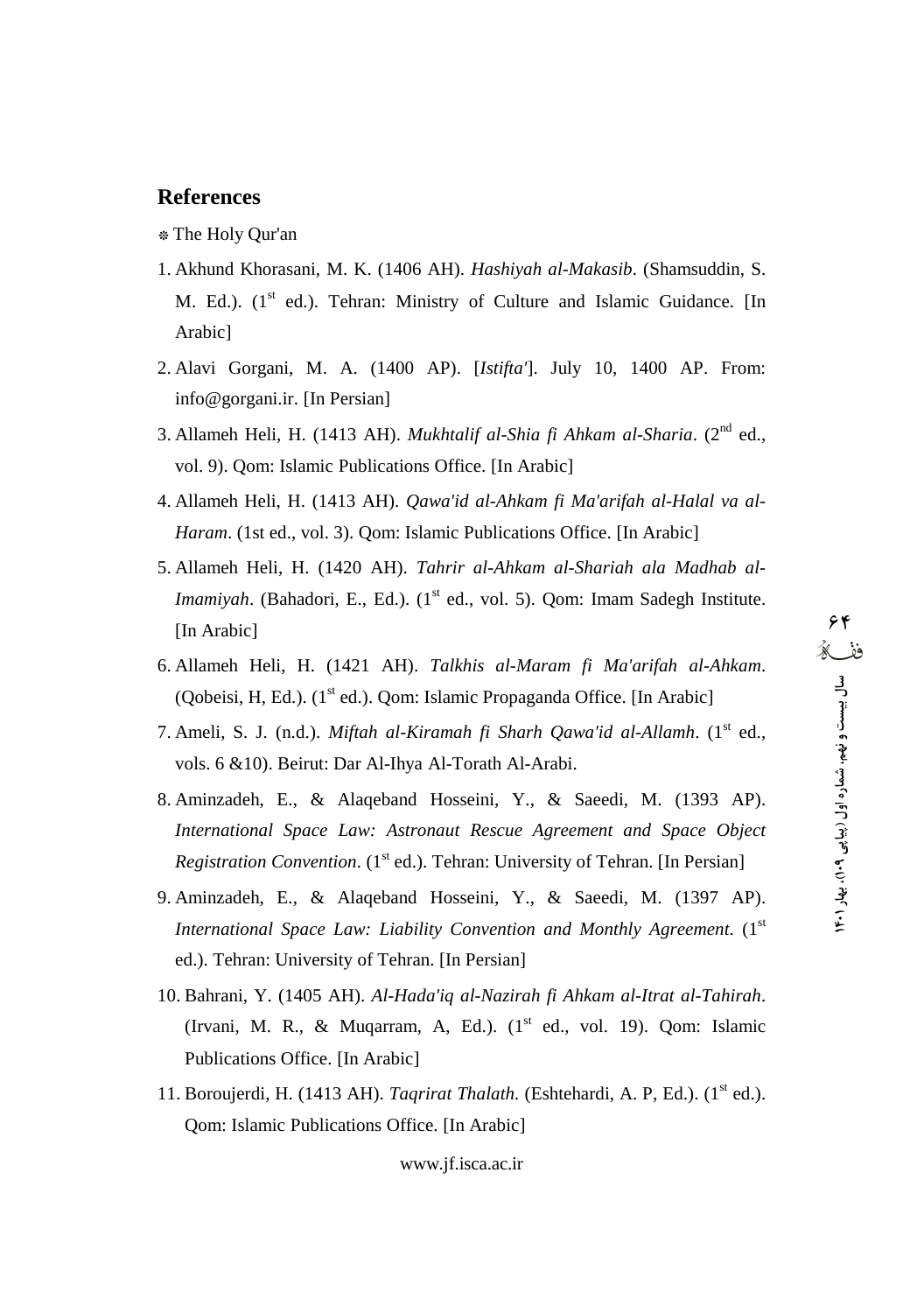## References

※ The Holy Qur'an

1. Akhund Khorasani, M. K. (1406 AH). *Hashiyah al-Makasib*. (Shamsuddin, S. M. Ed.). (1st ed.). Tehran: Ministry of Culture and Islamic Guidance. [In Arabic]
2. Alavi Gorgani, M. A. (1400 AP). [*Istifta'*]. July 10, 1400 AP. From: info@gorgani.ir. [In Persian]
3. Allameh Heli, H. (1413 AH). *Mukhtalif al-Shia fi Ahkam al-Sharia*. (2nd ed., vol. 9). Qom: Islamic Publications Office. [In Arabic]
4. Allameh Heli, H. (1413 AH). *Qawa'id al-Ahkam fi Ma'arifah al-Halal va al-Haram*. (1st ed., vol. 3). Qom: Islamic Publications Office. [In Arabic]
5. Allameh Heli, H. (1420 AH). *Tahrir al-Ahkam al-Shariah ala Madhab al-Imamiyah*. (Bahadori, E., Ed.). (1st ed., vol. 5). Qom: Imam Sadegh Institute. [In Arabic]
6. Allameh Heli, H. (1421 AH). *Talkhis al-Maram fi Ma'arifah al-Ahkam*. (Qobeisi, H, Ed.). (1st ed.). Qom: Islamic Propaganda Office. [In Arabic]
7. Ameli, S. J. (n.d.). *Miftah al-Kiramah fi Sharh Qawa'id al-Allamh*. (1st ed., vols. 6 &10). Beirut: Dar Al-Ihya Al-Torath Al-Arabi.
8. Aminzadeh, E., & Alaqeband Hosseini, Y., & Saeedi, M. (1393 AP). *International Space Law: Astronaut Rescue Agreement and Space Object Registration Convention*. (1st ed.). Tehran: University of Tehran. [In Persian]
9. Aminzadeh, E., & Alaqeband Hosseini, Y., & Saeedi, M. (1397 AP). *International Space Law: Liability Convention and Monthly Agreement*. (1st ed.). Tehran: University of Tehran. [In Persian]
10. Bahrani, Y. (1405 AH). *Al-Hada'iq al-Nazirah fi Ahkam al-Itrat al-Tahirah*. (Irvani, M. R., & Muqarram, A, Ed.). (1st ed., vol. 19). Qom: Islamic Publications Office. [In Arabic]
11. Boroujerdi, H. (1413 AH). *Taqrirat Thalath.* (Eshtehardi, A. P, Ed.). (1st ed.). Qom: Islamic Publications Office. [In Arabic]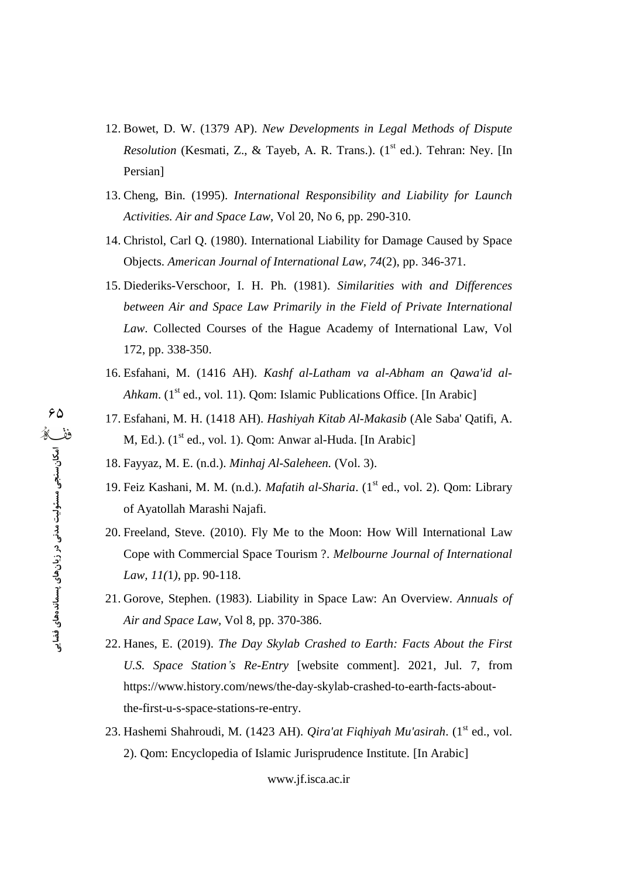12. Bowet, D. W. (1379 AP). *New Developments in Legal Methods of Dispute Resolution* (Kesmati, Z., & Tayeb, A. R. Trans.). (1st ed.). Tehran: Ney. [In Persian]
13. Cheng, Bin. (1995). *International Responsibility and Liability for Launch Activities. Air and Space Law*, Vol 20, No 6, pp. 290-310.
14. Christol, Carl Q. (1980). International Liability for Damage Caused by Space Objects. *American Journal of International Law, 74*(2), pp. 346-371.
15. Diederiks-Verschoor, I. H. Ph. (1981). *Similarities with and Differences between Air and Space Law Primarily in the Field of Private International Law*. Collected Courses of the Hague Academy of International Law, Vol 172, pp. 338-350.
16. Esfahani, M. (1416 AH). *Kashf al-Latham va al-Abham an Qawa'id al-Ahkam*. (1st ed., vol. 11). Qom: Islamic Publications Office. [In Arabic]
17. Esfahani, M. H. (1418 AH). *Hashiyah Kitab Al-Makasib* (Ale Saba' Qatifi, A. M, Ed.). (1st ed., vol. 1). Qom: Anwar al-Huda. [In Arabic]
18. Fayyaz, M. E. (n.d.). *Minhaj Al-Saleheen.* (Vol. 3).
19. Feiz Kashani, M. M. (n.d.). *Mafatih al-Sharia*. (1st ed., vol. 2). Qom: Library of Ayatollah Marashi Najafi.
20. Freeland, Steve. (2010). Fly Me to the Moon: How Will International Law Cope with Commercial Space Tourism ?. *Melbourne Journal of International Law, 11(1)*, pp. 90-118.
21. Gorove, Stephen. (1983). Liability in Space Law: An Overview. *Annuals of Air and Space Law*, Vol 8, pp. 370-386.
22. Hanes, E. (2019). *The Day Skylab Crashed to Earth: Facts About the First U.S. Space Station's Re-Entry* [website comment]. 2021, Jul. 7, from https://www.history.com/news/the-day-skylab-crashed-to-earth-facts-about-the-first-u-s-space-stations-re-entry.
23. Hashemi Shahroudi, M. (1423 AH). *Qira'at Fiqhiyah Mu'asirah*. (1st ed., vol. 2). Qom: Encyclopedia of Islamic Jurisprudence Institute. [In Arabic]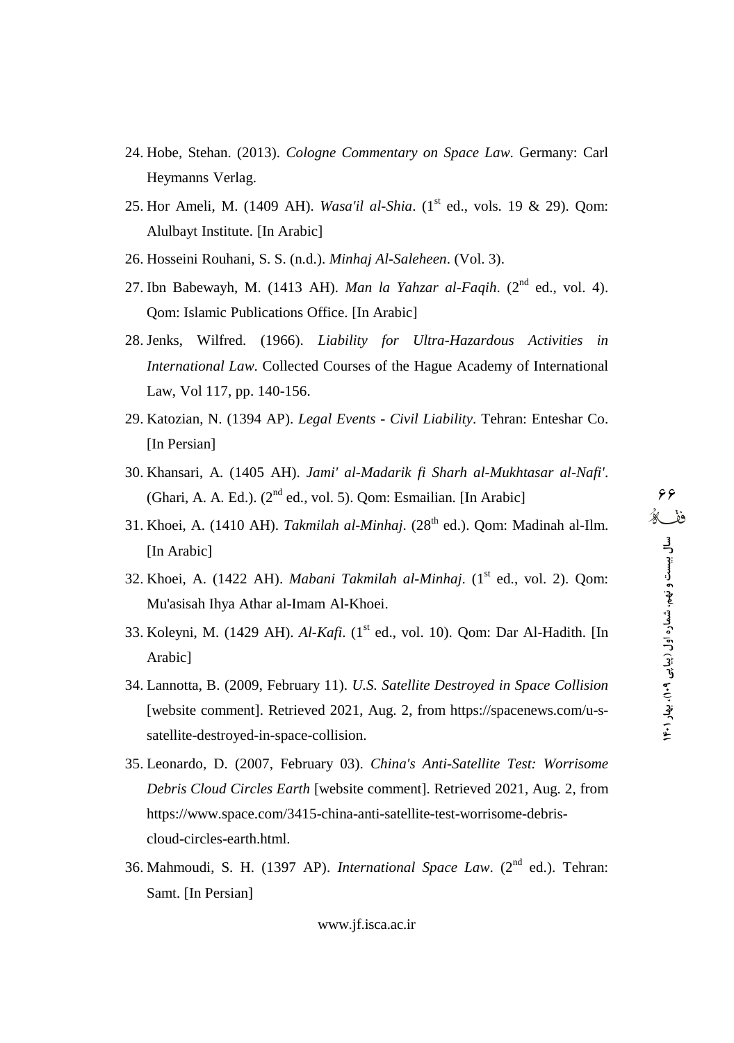24. Hobe, Stehan. (2013). *Cologne Commentary on Space Law*. Germany: Carl Heymanns Verlag.
25. Hor Ameli, M. (1409 AH). *Wasa'il al-Shia*. (1st ed., vols. 19 & 29). Qom: Alulbayt Institute. [In Arabic]
26. Hosseini Rouhani, S. S. (n.d.). *Minhaj Al-Saleheen*. (Vol. 3).
27. Ibn Babewayh, M. (1413 AH). *Man la Yahzar al-Faqih*. (2nd ed., vol. 4). Qom: Islamic Publications Office. [In Arabic]
28. Jenks, Wilfred. (1966). *Liability for Ultra-Hazardous Activities in International Law*. Collected Courses of the Hague Academy of International Law, Vol 117, pp. 140-156.
29. Katozian, N. (1394 AP). *Legal Events - Civil Liability*. Tehran: Enteshar Co. [In Persian]
30. Khansari, A. (1405 AH). *Jami' al-Madarik fi Sharh al-Mukhtasar al-Nafi'*. (Ghari, A. A. Ed.). (2nd ed., vol. 5). Qom: Esmailian. [In Arabic]
31. Khoei, A. (1410 AH). *Takmilah al-Minhaj*. (28th ed.). Qom: Madinah al-Ilm. [In Arabic]
32. Khoei, A. (1422 AH). *Mabani Takmilah al-Minhaj*. (1st ed., vol. 2). Qom: Mu'asisah Ihya Athar al-Imam Al-Khoei.
33. Koleyni, M. (1429 AH). *Al-Kafi*. (1st ed., vol. 10). Qom: Dar Al-Hadith. [In Arabic]
34. Lannotta, B. (2009, February 11). *U.S. Satellite Destroyed in Space Collision* [website comment]. Retrieved 2021, Aug. 2, from https://spacenews.com/u-s-satellite-destroyed-in-space-collision.
35. Leonardo, D. (2007, February 03). *China's Anti-Satellite Test: Worrisome Debris Cloud Circles Earth* [website comment]. Retrieved 2021, Aug. 2, from https://www.space.com/3415-china-anti-satellite-test-worrisome-debris-cloud-circles-earth.html.
36. Mahmoudi, S. H. (1397 AP). *International Space Law*. (2nd ed.). Tehran: Samt. [In Persian]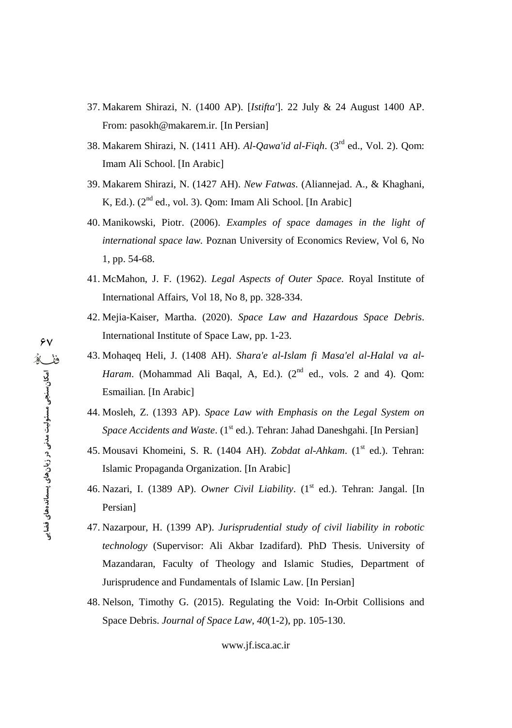37. Makarem Shirazi, N. (1400 AP). [*Istifta'*]. 22 July & 24 August 1400 AP. From: pasokh@makarem.ir. [In Persian]
38. Makarem Shirazi, N. (1411 AH). *Al-Qawa'id al-Fiqh*. (3rd ed., Vol. 2). Qom: Imam Ali School. [In Arabic]
39. Makarem Shirazi, N. (1427 AH). *New Fatwas*. (Aliannejad. A., & Khaghani, K, Ed.). (2nd ed., vol. 3). Qom: Imam Ali School. [In Arabic]
40. Manikowski, Piotr. (2006). *Examples of space damages in the light of international space law*. Poznan University of Economics Review, Vol 6, No 1, pp. 54-68.
41. McMahon, J. F. (1962). *Legal Aspects of Outer Space*. Royal Institute of International Affairs, Vol 18, No 8, pp. 328-334.
42. Mejia-Kaiser, Martha. (2020). *Space Law and Hazardous Space Debris*. International Institute of Space Law, pp. 1-23.
43. Mohaqeq Heli, J. (1408 AH). *Shara'e al-Islam fi Masa'el al-Halal va al-Haram*. (Mohammad Ali Baqal, A, Ed.). (2nd ed., vols. 2 and 4). Qom: Esmailian. [In Arabic]
44. Mosleh, Z. (1393 AP). *Space Law with Emphasis on the Legal System on Space Accidents and Waste*. (1st ed.). Tehran: Jahad Daneshgahi. [In Persian]
45. Mousavi Khomeini, S. R. (1404 AH). *Zobdat al-Ahkam*. (1st ed.). Tehran: Islamic Propaganda Organization. [In Arabic]
46. Nazari, I. (1389 AP). *Owner Civil Liability*. (1st ed.). Tehran: Jangal. [In Persian]
47. Nazarpour, H. (1399 AP). *Jurisprudential study of civil liability in robotic technology* (Supervisor: Ali Akbar Izadifard). PhD Thesis. University of Mazandaran, Faculty of Theology and Islamic Studies, Department of Jurisprudence and Fundamentals of Islamic Law. [In Persian]
48. Nelson, Timothy G. (2015). Regulating the Void: In-Orbit Collisions and Space Debris. *Journal of Space Law*, *40*(1-2), pp. 105-130.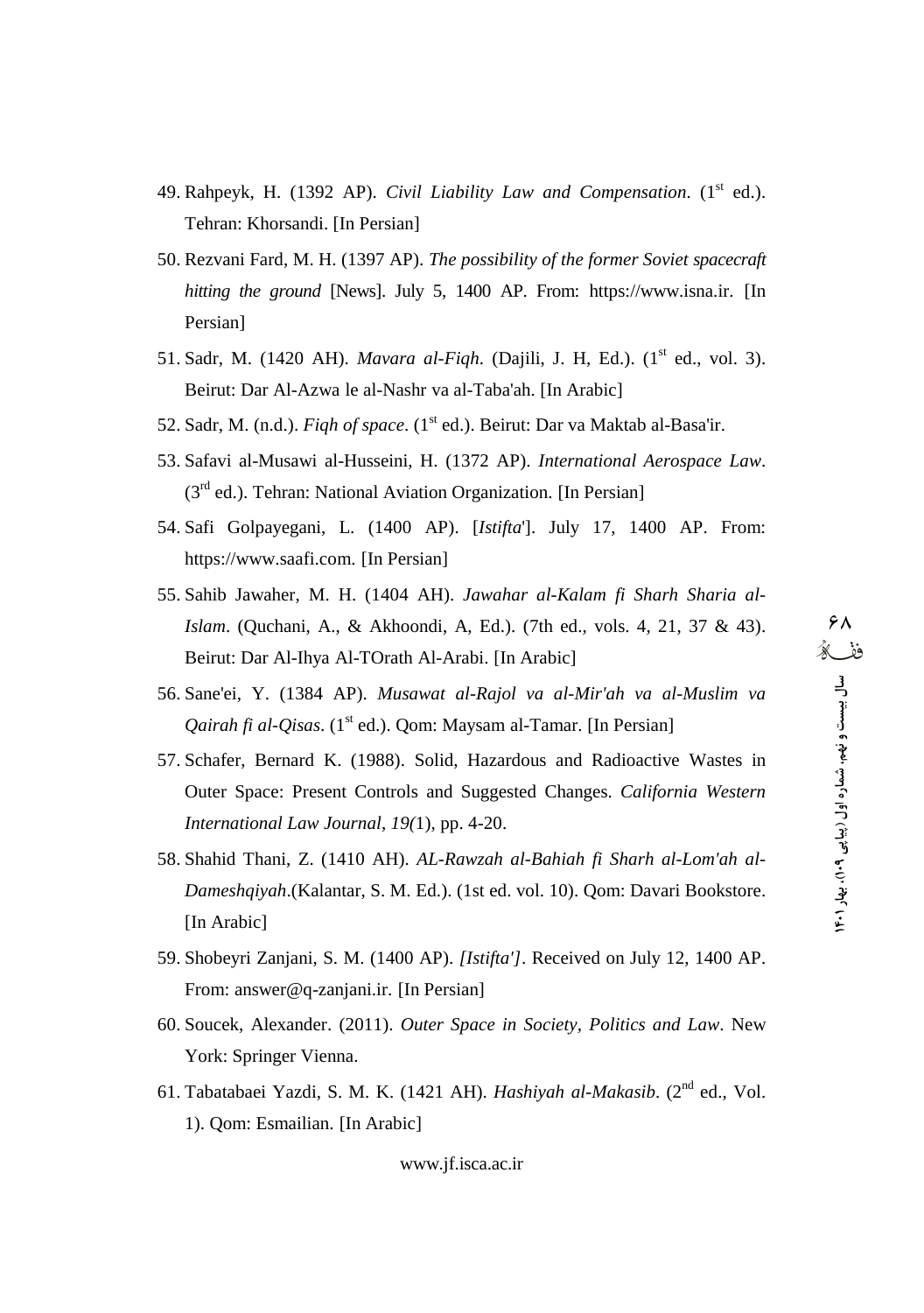49. Rahpeyk, H. (1392 AP). *Civil Liability Law and Compensation*. (1st ed.). Tehran: Khorsandi. [In Persian]
50. Rezvani Fard, M. H. (1397 AP). *The possibility of the former Soviet spacecraft hitting the ground* [News]. July 5, 1400 AP. From: https://www.isna.ir. [In Persian]
51. Sadr, M. (1420 AH). *Mavara al-Fiqh*. (Dajili, J. H, Ed.). (1st ed., vol. 3). Beirut: Dar Al-Azwa le al-Nashr va al-Taba'ah. [In Arabic]
52. Sadr, M. (n.d.). *Fiqh of space*. (1st ed.). Beirut: Dar va Maktab al-Basa'ir.
53. Safavi al-Musawi al-Husseini, H. (1372 AP). *International Aerospace Law*. (3rd ed.). Tehran: National Aviation Organization. [In Persian]
54. Safi Golpayegani, L. (1400 AP). [*Istifta*']. July 17, 1400 AP. From: https://www.saafi.com. [In Persian]
55. Sahib Jawaher, M. H. (1404 AH). *Jawahar al-Kalam fi Sharh Sharia al-Islam*. (Quchani, A., & Akhoondi, A, Ed.). (7th ed., vols. 4, 21, 37 & 43). Beirut: Dar Al-Ihya Al-TOrath Al-Arabi. [In Arabic]
56. Sane'ei, Y. (1384 AP). *Musawat al-Rajol va al-Mir'ah va al-Muslim va Qairah fi al-Qisas*. (1st ed.). Qom: Maysam al-Tamar. [In Persian]
57. Schafer, Bernard K. (1988). Solid, Hazardous and Radioactive Wastes in Outer Space: Present Controls and Suggested Changes. *California Western International Law Journal*, *19(*1), pp. 4-20.
58. Shahid Thani, Z. (1410 AH). *AL-Rawzah al-Bahiah fi Sharh al-Lom'ah al-Dameshqiyah*.(Kalantar, S. M. Ed.). (1st ed. vol. 10). Qom: Davari Bookstore. [In Arabic]
59. Shobeyri Zanjani, S. M. (1400 AP). *[Istifta']*. Received on July 12, 1400 AP. From: answer@q-zanjani.ir. [In Persian]
60. Soucek, Alexander. (2011). *Outer Space in Society, Politics and Law*. New York: Springer Vienna.
61. Tabatabaei Yazdi, S. M. K. (1421 AH). *Hashiyah al-Makasib*. (2nd ed., Vol. 1). Qom: Esmailian. [In Arabic]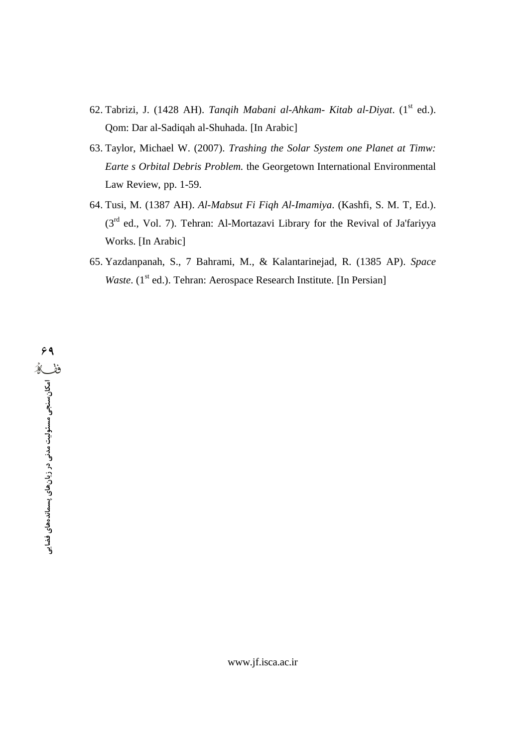62. Tabrizi, J. (1428 AH). *Tanqih Mabani al-Ahkam- Kitab al-Diyat*. (1st ed.). Qom: Dar al-Sadiqah al-Shuhada. [In Arabic]
63. Taylor, Michael W. (2007). *Trashing the Solar System one Planet at Timw: Earte s Orbital Debris Problem.* the Georgetown International Environmental Law Review, pp. 1-59.
64. Tusi, M. (1387 AH). *Al-Mabsut Fi Fiqh Al-Imamiya*. (Kashfi, S. M. T, Ed.). (3rd ed., Vol. 7). Tehran: Al-Mortazavi Library for the Revival of Ja'fariyya Works. [In Arabic]
65. Yazdanpanah, S., 7 Bahrami, M., & Kalantarinejad, R. (1385 AP). *Space Waste*. (1st ed.). Tehran: Aerospace Research Institute. [In Persian]